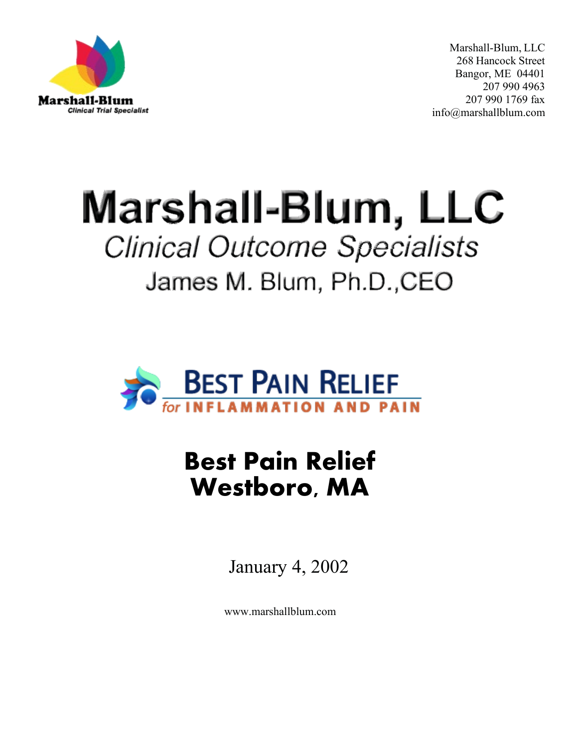Marshall-Blum
*Clinical Trial Specialist*

Marshall-Blum, LLC
268 Hancock Street
Bangor, ME 04401
207 990 4963
207 990 1769 fax
info@marshallblum.com

# Marshall-Blum, LLC

## *Clinical Outcome Specialists*

### James M. Blum, Ph.D.,CEO

BEST PAIN RELIEF
*for* INFLAMMATION AND PAIN

# Best Pain Relief
# Westboro, MA

January 4, 2002

www.marshallblum.com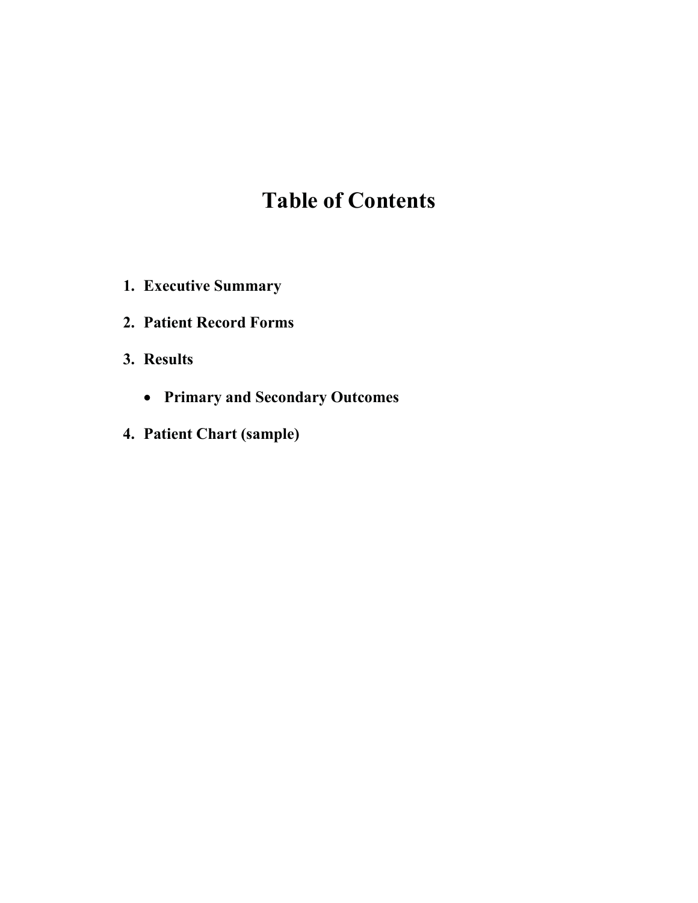# Table of Contents

1. **Executive Summary**
2. **Patient Record Forms**
3. **Results**
    - **Primary and Secondary Outcomes**
4. **Patient Chart (sample)**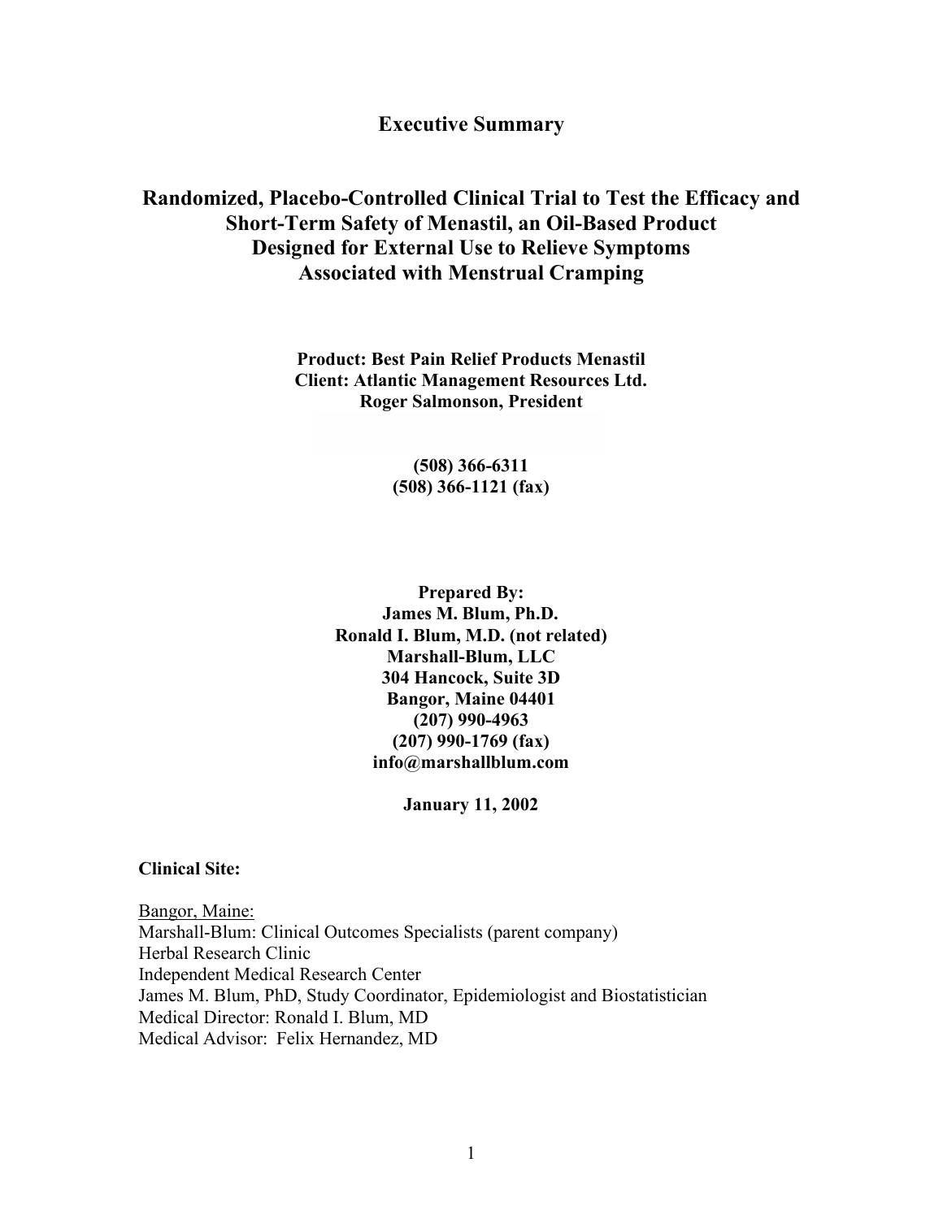# Executive Summary

## Randomized, Placebo-Controlled Clinical Trial to Test the Efficacy and Short-Term Safety of Menastil, an Oil-Based Product Designed for External Use to Relieve Symptoms Associated with Menstrual Cramping

**Product: Best Pain Relief Products Menastil**
**Client: Atlantic Management Resources Ltd.**
**Roger Salmonson, President**

**(508) 366-6311**
**(508) 366-1121 (fax)**

**Prepared By:**
**James M. Blum, Ph.D.**
**Ronald I. Blum, M.D. (not related)**
**Marshall-Blum, LLC**
**304 Hancock, Suite 3D**
**Bangor, Maine 04401**
**(207) 990-4963**
**(207) 990-1769 (fax)**
**info@marshallblum.com**

**January 11, 2002**

**Clinical Site:**

Bangor, Maine:
Marshall-Blum: Clinical Outcomes Specialists (parent company)
Herbal Research Clinic
Independent Medical Research Center
James M. Blum, PhD, Study Coordinator, Epidemiologist and Biostatistician
Medical Director: Ronald I. Blum, MD
Medical Advisor: Felix Hernandez, MD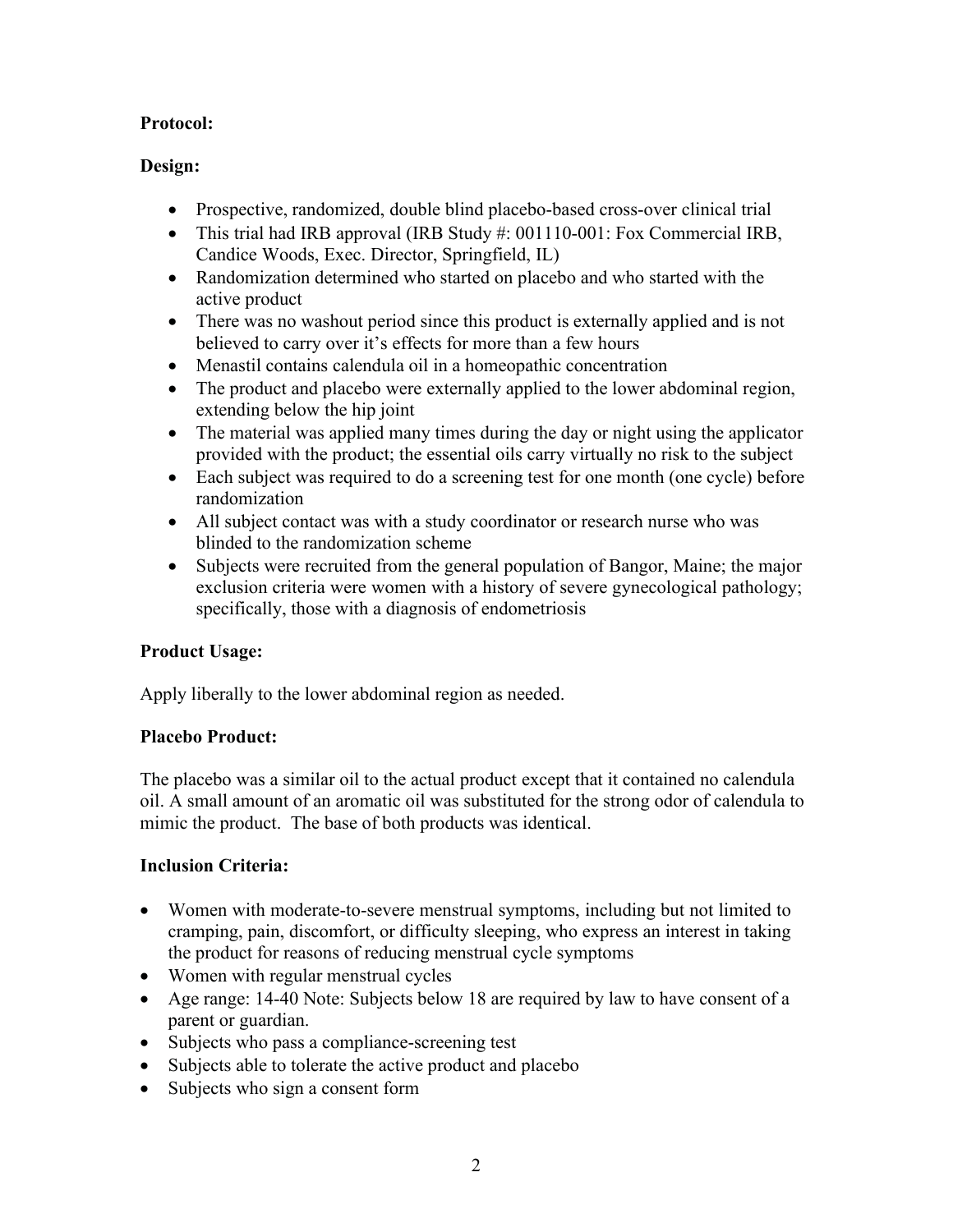**Protocol:**

**Design:**

- Prospective, randomized, double blind placebo-based cross-over clinical trial
- This trial had IRB approval (IRB Study #: 001110-001: Fox Commercial IRB, Candice Woods, Exec. Director, Springfield, IL)
- Randomization determined who started on placebo and who started with the active product
- There was no washout period since this product is externally applied and is not believed to carry over it's effects for more than a few hours
- Menastil contains calendula oil in a homeopathic concentration
- The product and placebo were externally applied to the lower abdominal region, extending below the hip joint
- The material was applied many times during the day or night using the applicator provided with the product; the essential oils carry virtually no risk to the subject
- Each subject was required to do a screening test for one month (one cycle) before randomization
- All subject contact was with a study coordinator or research nurse who was blinded to the randomization scheme
- Subjects were recruited from the general population of Bangor, Maine; the major exclusion criteria were women with a history of severe gynecological pathology; specifically, those with a diagnosis of endometriosis

**Product Usage:**

Apply liberally to the lower abdominal region as needed.

**Placebo Product:**

The placebo was a similar oil to the actual product except that it contained no calendula oil. A small amount of an aromatic oil was substituted for the strong odor of calendula to mimic the product. The base of both products was identical.

**Inclusion Criteria:**

- Women with moderate-to-severe menstrual symptoms, including but not limited to cramping, pain, discomfort, or difficulty sleeping, who express an interest in taking the product for reasons of reducing menstrual cycle symptoms
- Women with regular menstrual cycles
- Age range: 14-40 Note: Subjects below 18 are required by law to have consent of a parent or guardian.
- Subjects who pass a compliance-screening test
- Subjects able to tolerate the active product and placebo
- Subjects who sign a consent form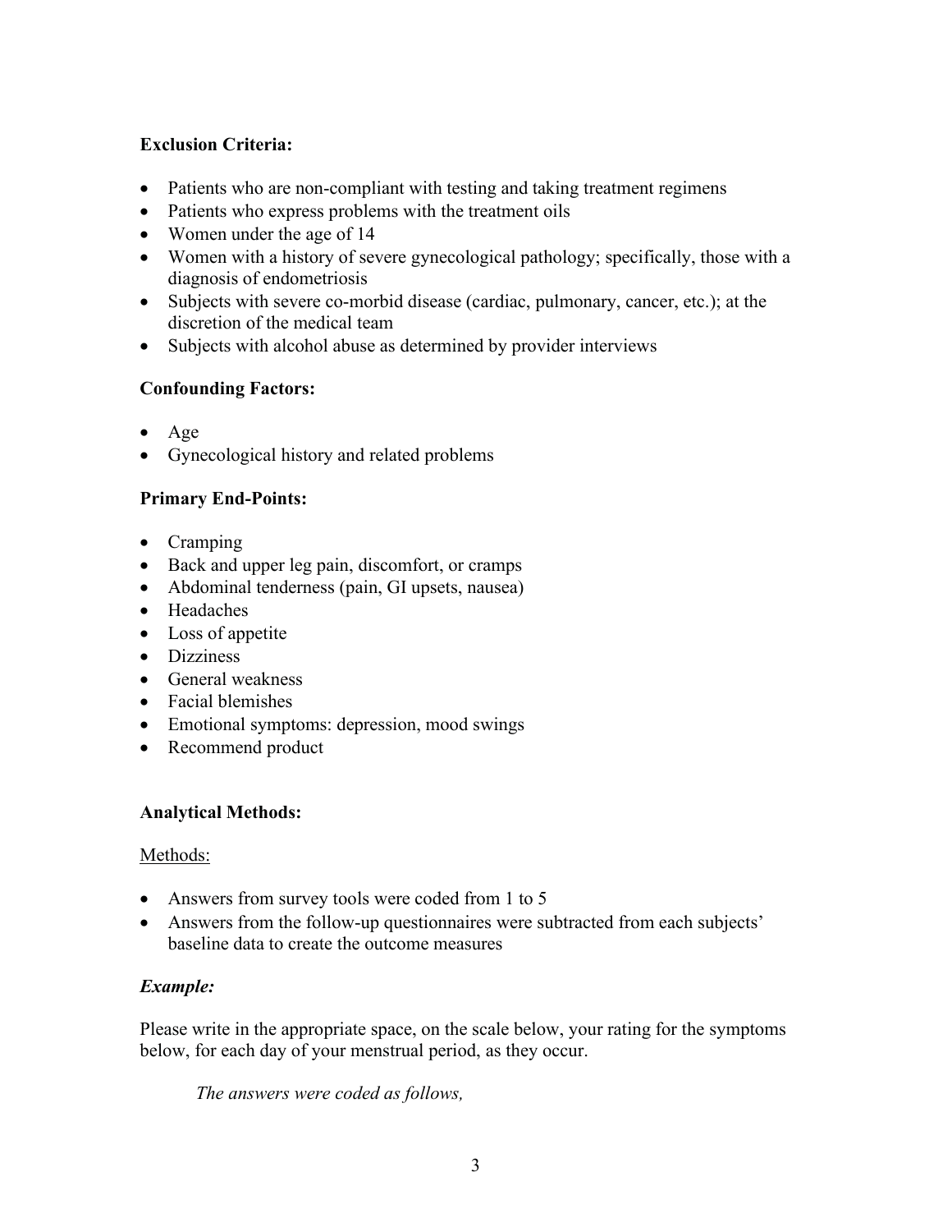**Exclusion Criteria:**

- Patients who are non-compliant with testing and taking treatment regimens
- Patients who express problems with the treatment oils
- Women under the age of 14
- Women with a history of severe gynecological pathology; specifically, those with a diagnosis of endometriosis
- Subjects with severe co-morbid disease (cardiac, pulmonary, cancer, etc.); at the discretion of the medical team
- Subjects with alcohol abuse as determined by provider interviews

**Confounding Factors:**

- Age
- Gynecological history and related problems

**Primary End-Points:**

- Cramping
- Back and upper leg pain, discomfort, or cramps
- Abdominal tenderness (pain, GI upsets, nausea)
- Headaches
- Loss of appetite
- Dizziness
- General weakness
- Facial blemishes
- Emotional symptoms: depression, mood swings
- Recommend product

**Analytical Methods:**

Methods:

- Answers from survey tools were coded from 1 to 5
- Answers from the follow-up questionnaires were subtracted from each subjects' baseline data to create the outcome measures

***Example:***

Please write in the appropriate space, on the scale below, your rating for the symptoms below, for each day of your menstrual period, as they occur.

*The answers were coded as follows,*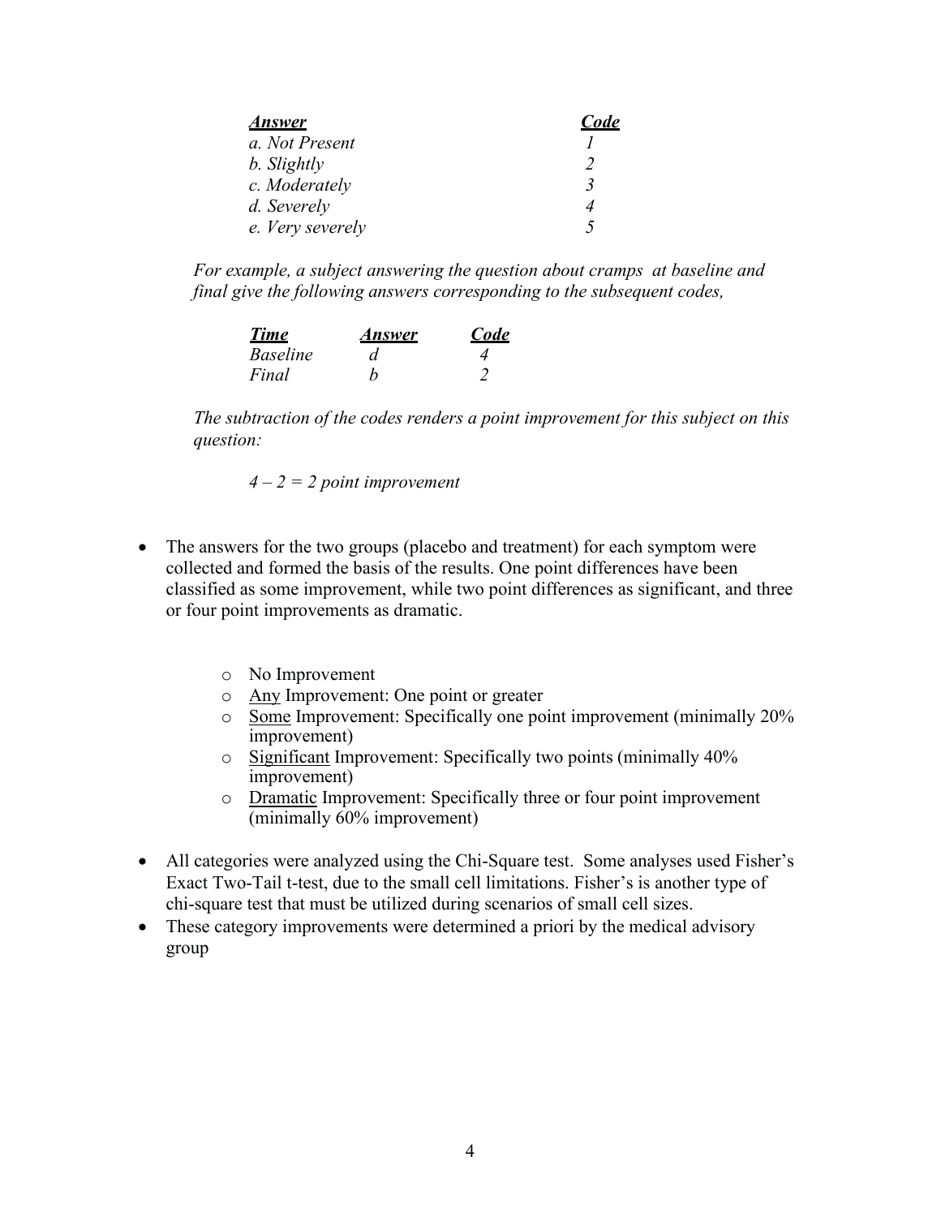| ***Answer*** | ***Code*** |
| --- | --- |
| *a. Not Present* | *1* |
| *b. Slightly* | *2* |
| *c. Moderately* | *3* |
| *d. Severely* | *4* |
| *e. Very severely* | *5* |

*For example, a subject answering the question about cramps at baseline and final give the following answers corresponding to the subsequent codes,*

| ***Time*** | ***Answer*** | ***Code*** |
| --- | --- | --- |
| *Baseline* | *d* | *4* |
| *Final* | *b* | *2* |

*The subtraction of the codes renders a point improvement for this subject on this question:*

*4 – 2 = 2 point improvement*

- The answers for the two groups (placebo and treatment) for each symptom were collected and formed the basis of the results. One point differences have been classified as some improvement, while two point differences as significant, and three or four point improvements as dramatic.
    - No Improvement
    - <u>Any</u> Improvement: One point or greater
    - <u>Some</u> Improvement: Specifically one point improvement (minimally 20% improvement)
    - <u>Significant</u> Improvement: Specifically two points (minimally 40% improvement)
    - <u>Dramatic</u> Improvement: Specifically three or four point improvement (minimally 60% improvement)
- All categories were analyzed using the Chi-Square test. Some analyses used Fisher's Exact Two-Tail t-test, due to the small cell limitations. Fisher's is another type of chi-square test that must be utilized during scenarios of small cell sizes.
- These category improvements were determined a priori by the medical advisory group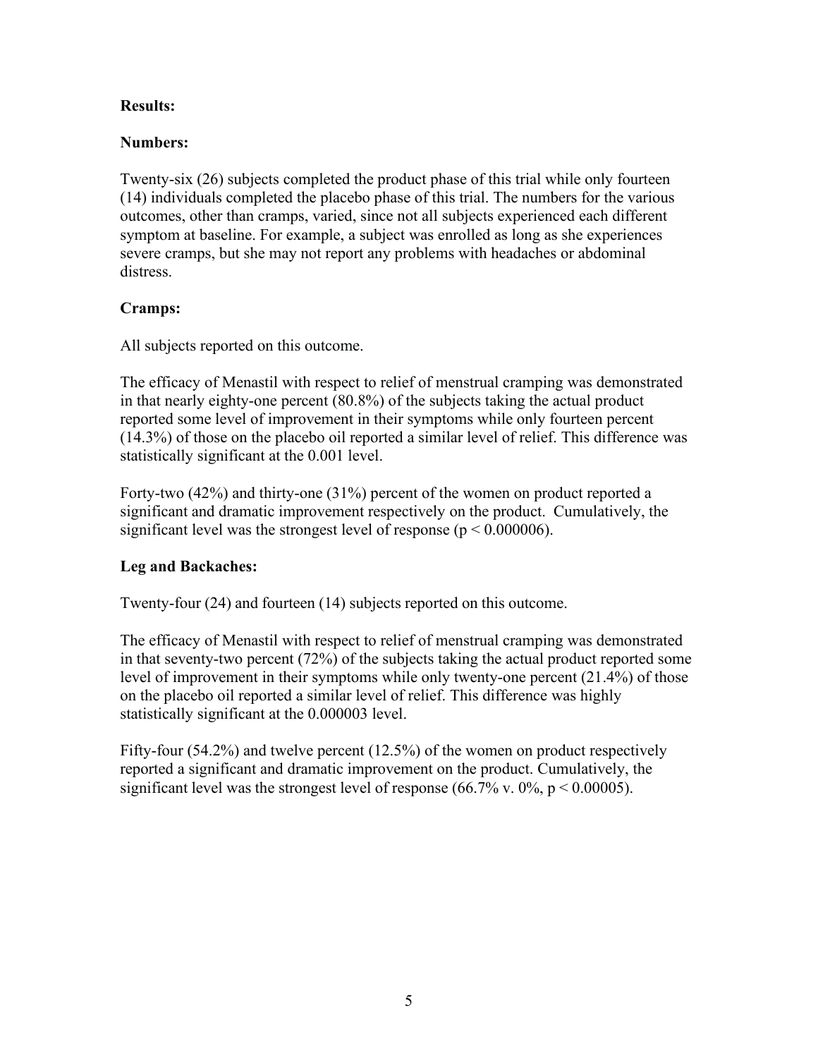**Results:**

**Numbers:**

Twenty-six (26) subjects completed the product phase of this trial while only fourteen (14) individuals completed the placebo phase of this trial. The numbers for the various outcomes, other than cramps, varied, since not all subjects experienced each different symptom at baseline. For example, a subject was enrolled as long as she experiences severe cramps, but she may not report any problems with headaches or abdominal distress.

**Cramps:**

All subjects reported on this outcome.

The efficacy of Menastil with respect to relief of menstrual cramping was demonstrated in that nearly eighty-one percent (80.8%) of the subjects taking the actual product reported some level of improvement in their symptoms while only fourteen percent (14.3%) of those on the placebo oil reported a similar level of relief. This difference was statistically significant at the 0.001 level.

Forty-two (42%) and thirty-one (31%) percent of the women on product reported a significant and dramatic improvement respectively on the product. Cumulatively, the significant level was the strongest level of response ($p < 0.000006$).

**Leg and Backaches:**

Twenty-four (24) and fourteen (14) subjects reported on this outcome.

The efficacy of Menastil with respect to relief of menstrual cramping was demonstrated in that seventy-two percent (72%) of the subjects taking the actual product reported some level of improvement in their symptoms while only twenty-one percent (21.4%) of those on the placebo oil reported a similar level of relief. This difference was highly statistically significant at the 0.000003 level.

Fifty-four (54.2%) and twelve percent (12.5%) of the women on product respectively reported a significant and dramatic improvement on the product. Cumulatively, the significant level was the strongest level of response (66.7% v. 0%, $p < 0.00005$).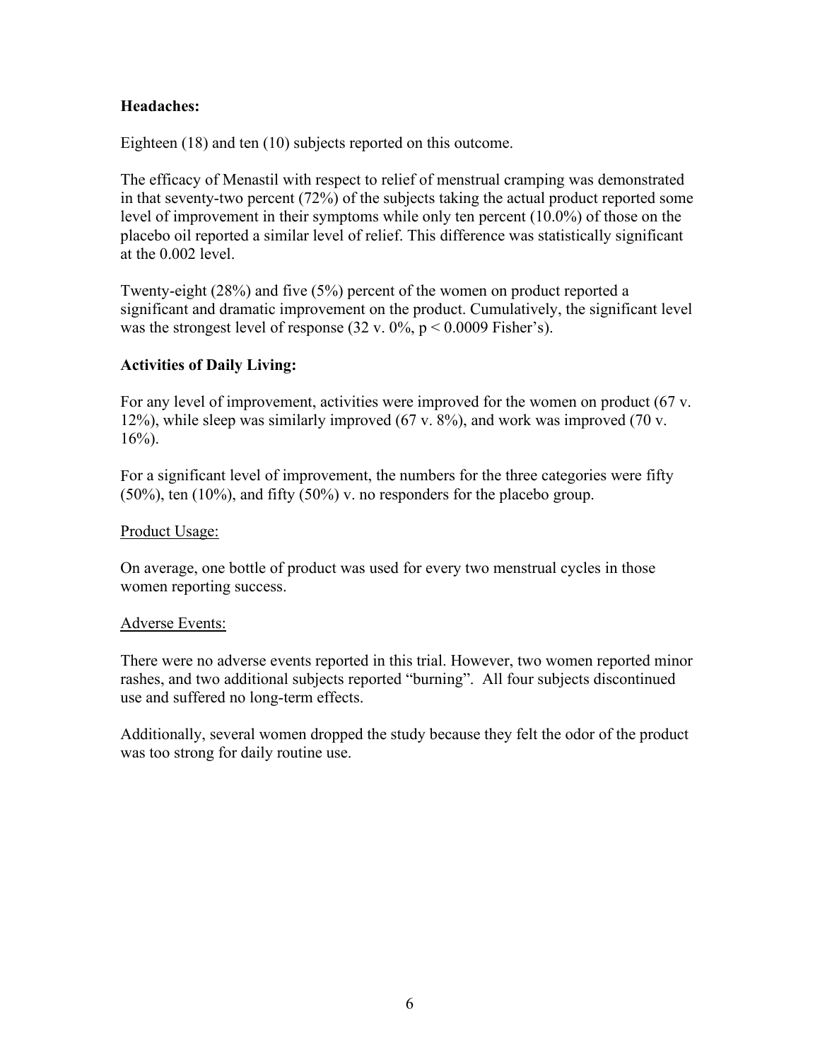**Headaches:**

Eighteen (18) and ten (10) subjects reported on this outcome.

The efficacy of Menastil with respect to relief of menstrual cramping was demonstrated in that seventy-two percent (72%) of the subjects taking the actual product reported some level of improvement in their symptoms while only ten percent (10.0%) of those on the placebo oil reported a similar level of relief. This difference was statistically significant at the 0.002 level.

Twenty-eight (28%) and five (5%) percent of the women on product reported a significant and dramatic improvement on the product. Cumulatively, the significant level was the strongest level of response (32 v. 0%, $p < 0.0009$ Fisher's).

**Activities of Daily Living:**

For any level of improvement, activities were improved for the women on product (67 v. 12%), while sleep was similarly improved (67 v. 8%), and work was improved (70 v. 16%).

For a significant level of improvement, the numbers for the three categories were fifty (50%), ten (10%), and fifty (50%) v. no responders for the placebo group.

Product Usage:

On average, one bottle of product was used for every two menstrual cycles in those women reporting success.

Adverse Events:

There were no adverse events reported in this trial. However, two women reported minor rashes, and two additional subjects reported "burning". All four subjects discontinued use and suffered no long-term effects.

Additionally, several women dropped the study because they felt the odor of the product was too strong for daily routine use.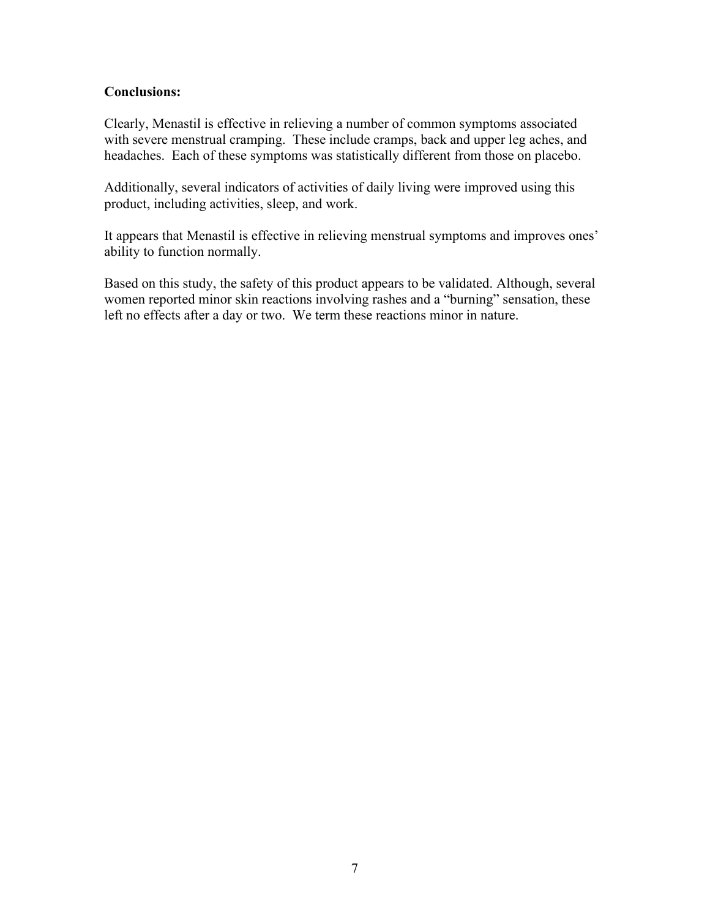**Conclusions:**

Clearly, Menastil is effective in relieving a number of common symptoms associated with severe menstrual cramping. These include cramps, back and upper leg aches, and headaches. Each of these symptoms was statistically different from those on placebo.

Additionally, several indicators of activities of daily living were improved using this product, including activities, sleep, and work.

It appears that Menastil is effective in relieving menstrual symptoms and improves ones' ability to function normally.

Based on this study, the safety of this product appears to be validated. Although, several women reported minor skin reactions involving rashes and a "burning" sensation, these left no effects after a day or two. We term these reactions minor in nature.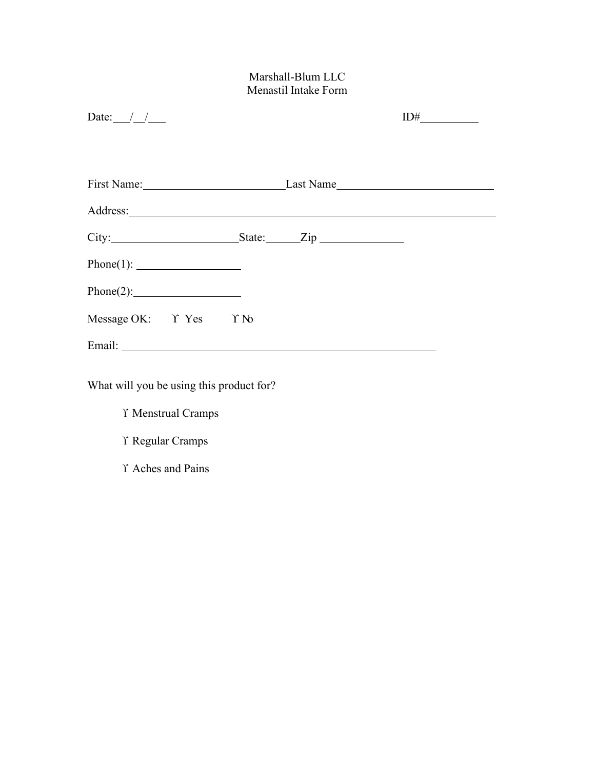Marshall-Blum LLC
Menastil Intake Form

Date:___/__/___ ID#__________

First Name:________________________ Last Name__________________________

Address:______________________________________________________________

City:______________________ State:______ Zip ______________

Phone(1): __________________

Phone(2):__________________

Message OK: ϒ Yes ϒ No

Email: ______________________________________________________

What will you be using this product for?

ϒ Menstrual Cramps

ϒ Regular Cramps

ϒ Aches and Pains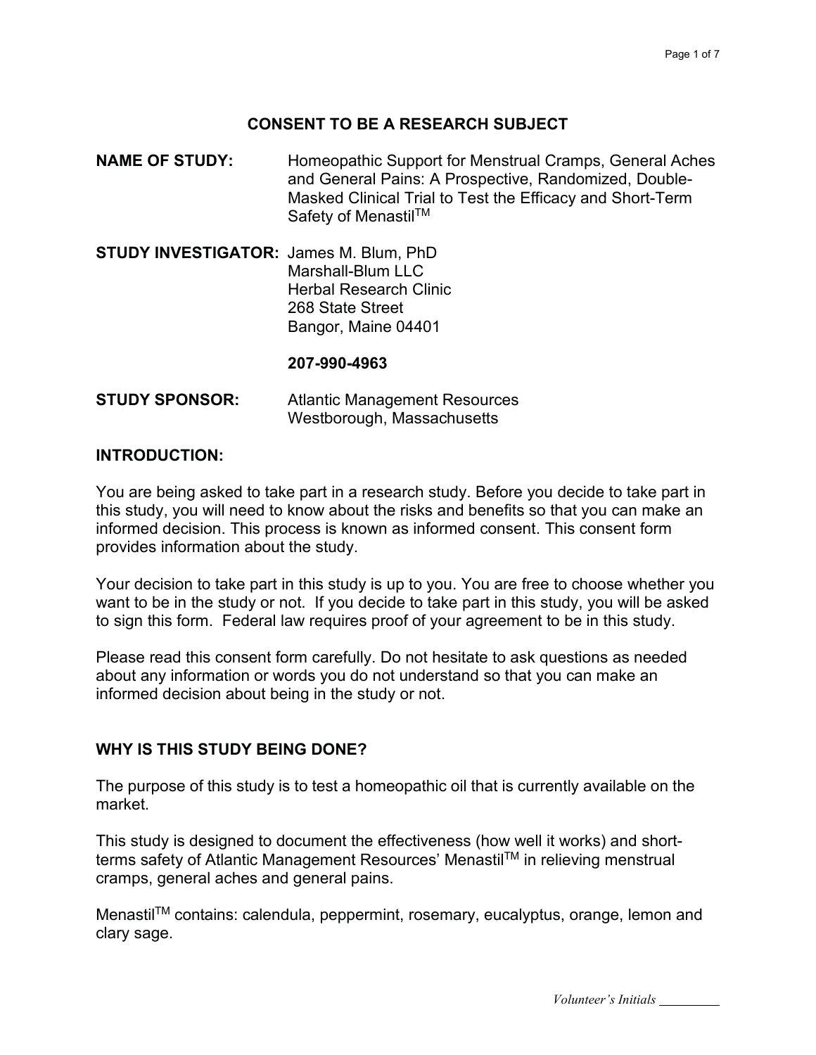# CONSENT TO BE A RESEARCH SUBJECT

**NAME OF STUDY:** Homeopathic Support for Menstrual Cramps, General Aches and General Pains: A Prospective, Randomized, Double-Masked Clinical Trial to Test the Efficacy and Short-Term Safety of Menastil™

**STUDY INVESTIGATOR:** James M. Blum, PhD
Marshall-Blum LLC
Herbal Research Clinic
268 State Street
Bangor, Maine 04401

**207-990-4963**

**STUDY SPONSOR:** Atlantic Management Resources
Westborough, Massachusetts

## INTRODUCTION:

You are being asked to take part in a research study. Before you decide to take part in this study, you will need to know about the risks and benefits so that you can make an informed decision. This process is known as informed consent. This consent form provides information about the study.

Your decision to take part in this study is up to you. You are free to choose whether you want to be in the study or not. If you decide to take part in this study, you will be asked to sign this form. Federal law requires proof of your agreement to be in this study.

Please read this consent form carefully. Do not hesitate to ask questions as needed about any information or words you do not understand so that you can make an informed decision about being in the study or not.

## WHY IS THIS STUDY BEING DONE?

The purpose of this study is to test a homeopathic oil that is currently available on the market.

This study is designed to document the effectiveness (how well it works) and short-terms safety of Atlantic Management Resources' Menastil™ in relieving menstrual cramps, general aches and general pains.

Menastil™ contains: calendula, peppermint, rosemary, eucalyptus, orange, lemon and clary sage.

*Volunteer's Initials* _________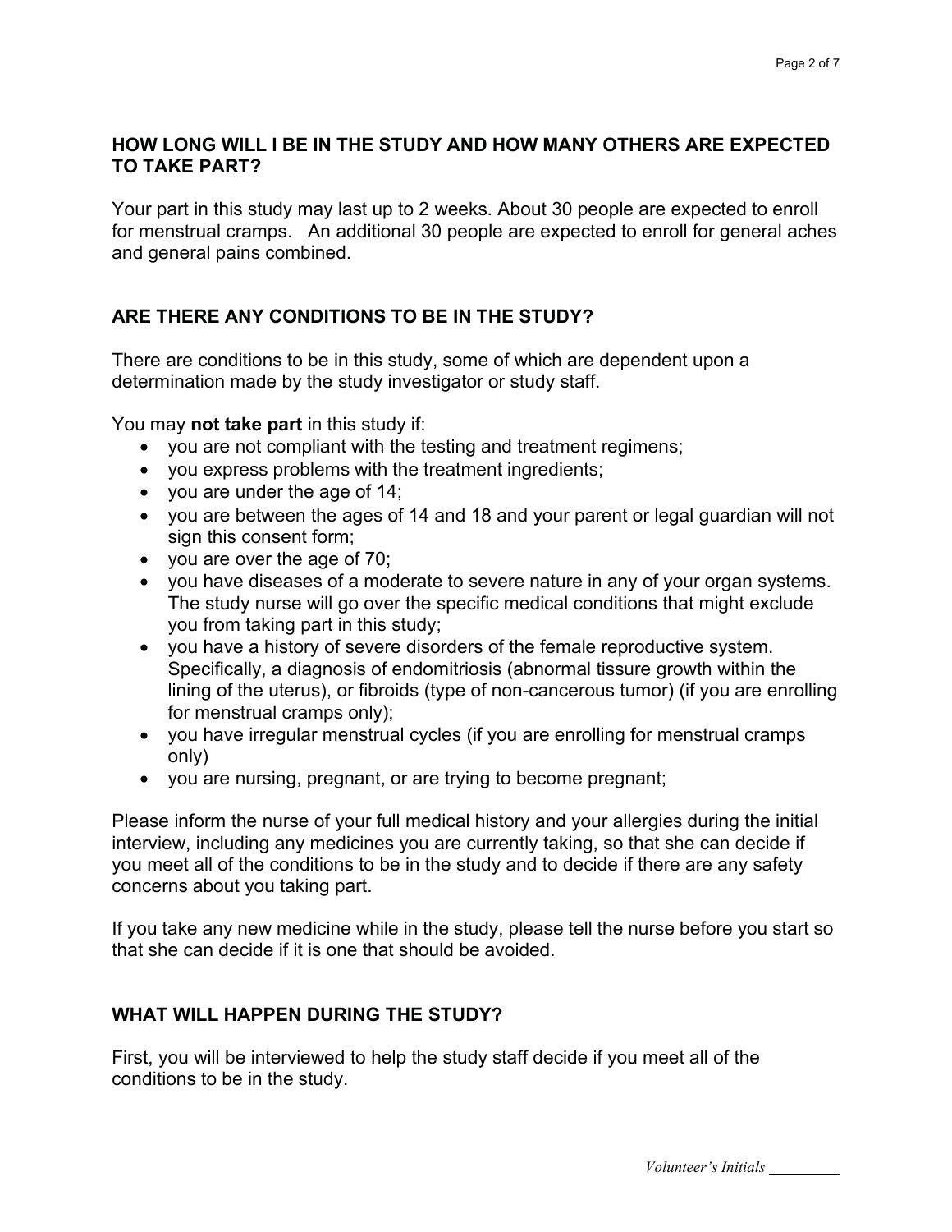## HOW LONG WILL I BE IN THE STUDY AND HOW MANY OTHERS ARE EXPECTED TO TAKE PART?

Your part in this study may last up to 2 weeks. About 30 people are expected to enroll for menstrual cramps. An additional 30 people are expected to enroll for general aches and general pains combined.

## ARE THERE ANY CONDITIONS TO BE IN THE STUDY?

There are conditions to be in this study, some of which are dependent upon a determination made by the study investigator or study staff.

You may **not take part** in this study if:

- you are not compliant with the testing and treatment regimens;
- you express problems with the treatment ingredients;
- you are under the age of 14;
- you are between the ages of 14 and 18 and your parent or legal guardian will not sign this consent form;
- you are over the age of 70;
- you have diseases of a moderate to severe nature in any of your organ systems. The study nurse will go over the specific medical conditions that might exclude you from taking part in this study;
- you have a history of severe disorders of the female reproductive system. Specifically, a diagnosis of endomitriosis (abnormal tissue growth within the lining of the uterus), or fibroids (type of non-cancerous tumor) (if you are enrolling for menstrual cramps only);
- you have irregular menstrual cycles (if you are enrolling for menstrual cramps only)
- you are nursing, pregnant, or are trying to become pregnant;

Please inform the nurse of your full medical history and your allergies during the initial interview, including any medicines you are currently taking, so that she can decide if you meet all of the conditions to be in the study and to decide if there are any safety concerns about you taking part.

If you take any new medicine while in the study, please tell the nurse before you start so that she can decide if it is one that should be avoided.

## WHAT WILL HAPPEN DURING THE STUDY?

First, you will be interviewed to help the study staff decide if you meet all of the conditions to be in the study.

*Volunteer's Initials* _________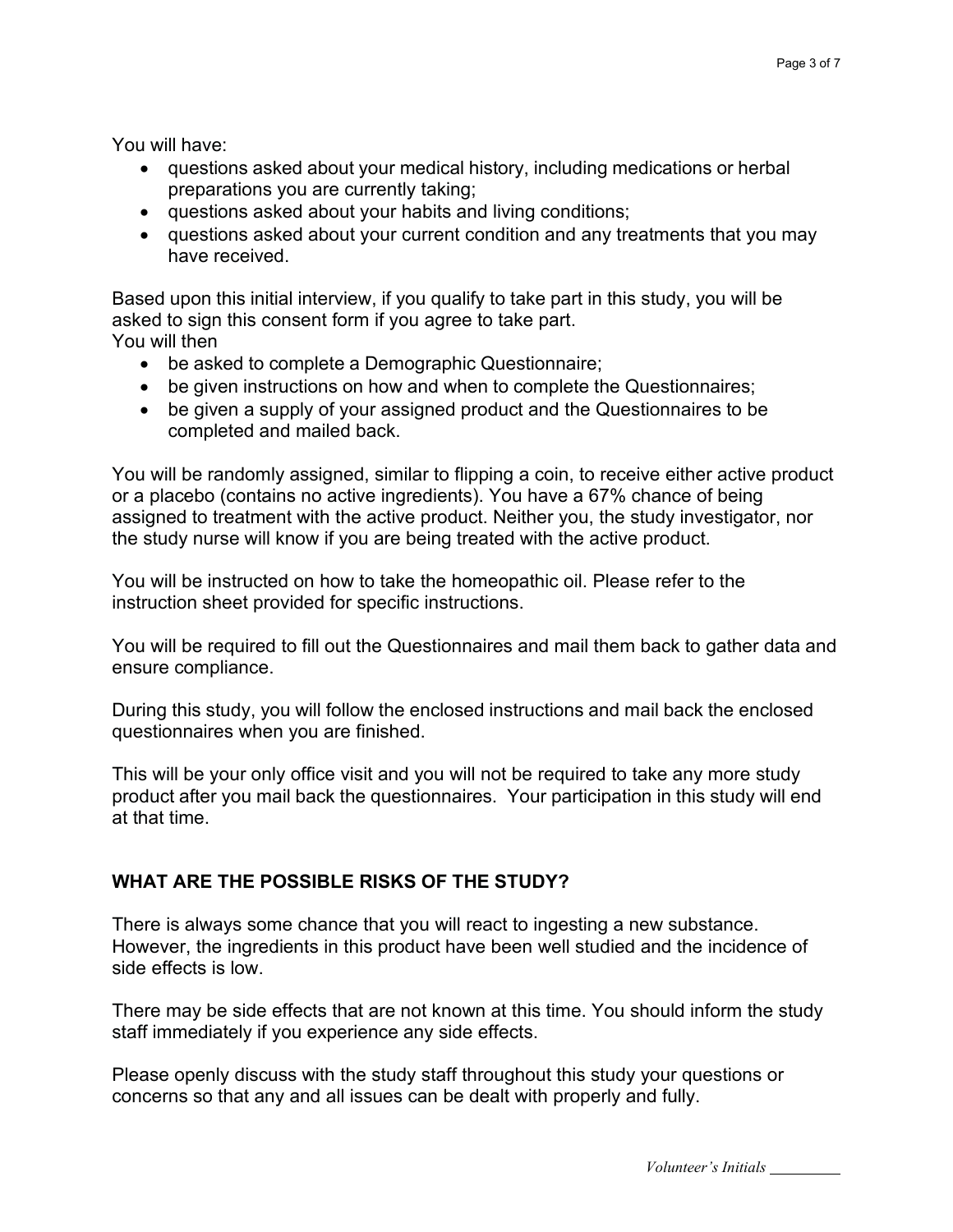You will have:

- questions asked about your medical history, including medications or herbal preparations you are currently taking;
- questions asked about your habits and living conditions;
- questions asked about your current condition and any treatments that you may have received.

Based upon this initial interview, if you qualify to take part in this study, you will be asked to sign this consent form if you agree to take part.
You will then

- be asked to complete a Demographic Questionnaire;
- be given instructions on how and when to complete the Questionnaires;
- be given a supply of your assigned product and the Questionnaires to be completed and mailed back.

You will be randomly assigned, similar to flipping a coin, to receive either active product or a placebo (contains no active ingredients). You have a 67% chance of being assigned to treatment with the active product. Neither you, the study investigator, nor the study nurse will know if you are being treated with the active product.

You will be instructed on how to take the homeopathic oil. Please refer to the instruction sheet provided for specific instructions.

You will be required to fill out the Questionnaires and mail them back to gather data and ensure compliance.

During this study, you will follow the enclosed instructions and mail back the enclosed questionnaires when you are finished.

This will be your only office visit and you will not be required to take any more study product after you mail back the questionnaires. Your participation in this study will end at that time.

## WHAT ARE THE POSSIBLE RISKS OF THE STUDY?

There is always some chance that you will react to ingesting a new substance. However, the ingredients in this product have been well studied and the incidence of side effects is low.

There may be side effects that are not known at this time. You should inform the study staff immediately if you experience any side effects.

Please openly discuss with the study staff throughout this study your questions or concerns so that any and all issues can be dealt with properly and fully.

*Volunteer's Initials* _________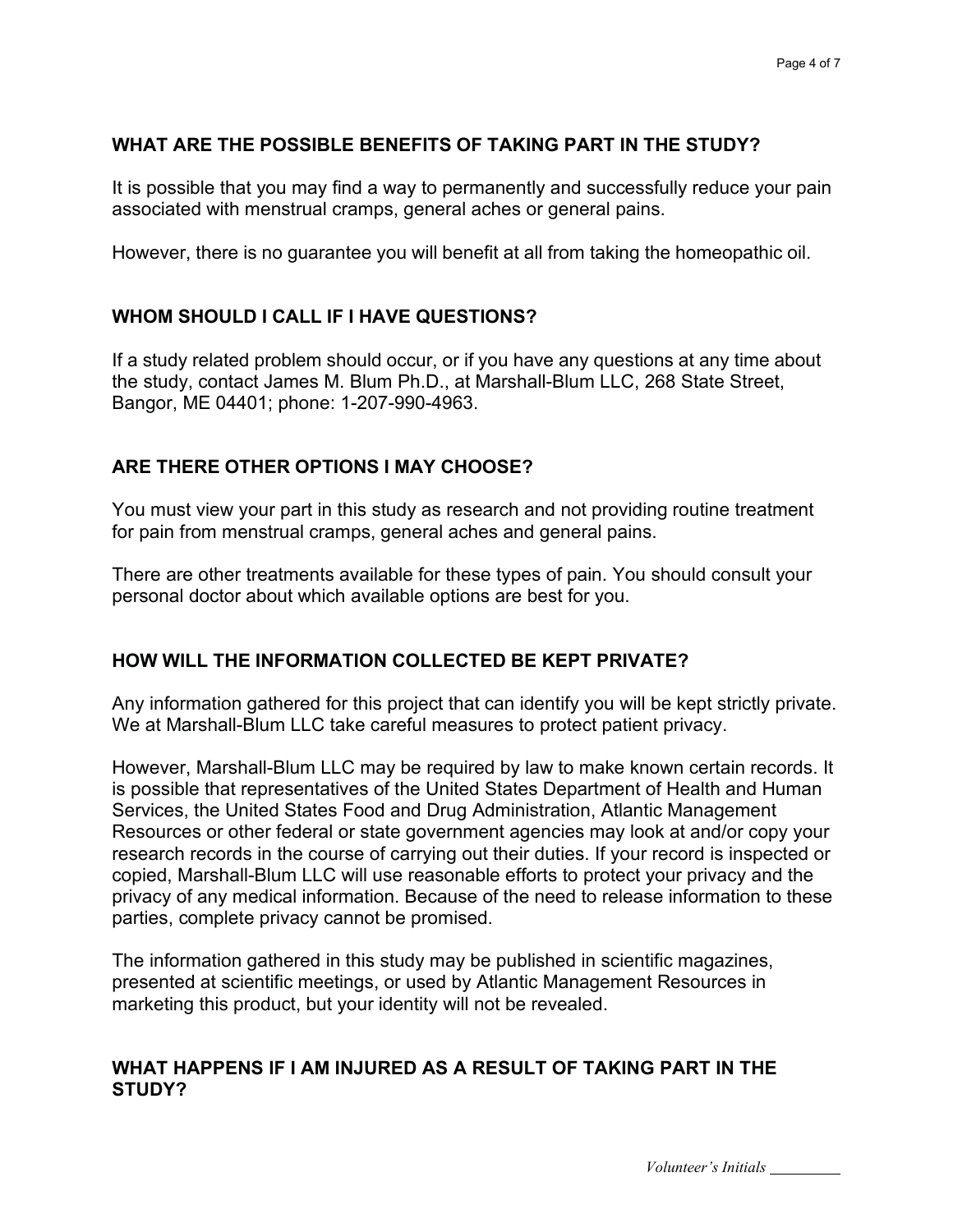## WHAT ARE THE POSSIBLE BENEFITS OF TAKING PART IN THE STUDY?

It is possible that you may find a way to permanently and successfully reduce your pain associated with menstrual cramps, general aches or general pains.

However, there is no guarantee you will benefit at all from taking the homeopathic oil.

## WHOM SHOULD I CALL IF I HAVE QUESTIONS?

If a study related problem should occur, or if you have any questions at any time about the study, contact James M. Blum Ph.D., at Marshall-Blum LLC, 268 State Street, Bangor, ME 04401; phone: 1-207-990-4963.

## ARE THERE OTHER OPTIONS I MAY CHOOSE?

You must view your part in this study as research and not providing routine treatment for pain from menstrual cramps, general aches and general pains.

There are other treatments available for these types of pain. You should consult your personal doctor about which available options are best for you.

## HOW WILL THE INFORMATION COLLECTED BE KEPT PRIVATE?

Any information gathered for this project that can identify you will be kept strictly private. We at Marshall-Blum LLC take careful measures to protect patient privacy.

However, Marshall-Blum LLC may be required by law to make known certain records. It is possible that representatives of the United States Department of Health and Human Services, the United States Food and Drug Administration, Atlantic Management Resources or other federal or state government agencies may look at and/or copy your research records in the course of carrying out their duties. If your record is inspected or copied, Marshall-Blum LLC will use reasonable efforts to protect your privacy and the privacy of any medical information. Because of the need to release information to these parties, complete privacy cannot be promised.

The information gathered in this study may be published in scientific magazines, presented at scientific meetings, or used by Atlantic Management Resources in marketing this product, but your identity will not be revealed.

## WHAT HAPPENS IF I AM INJURED AS A RESULT OF TAKING PART IN THE STUDY?

*Volunteer's Initials* _________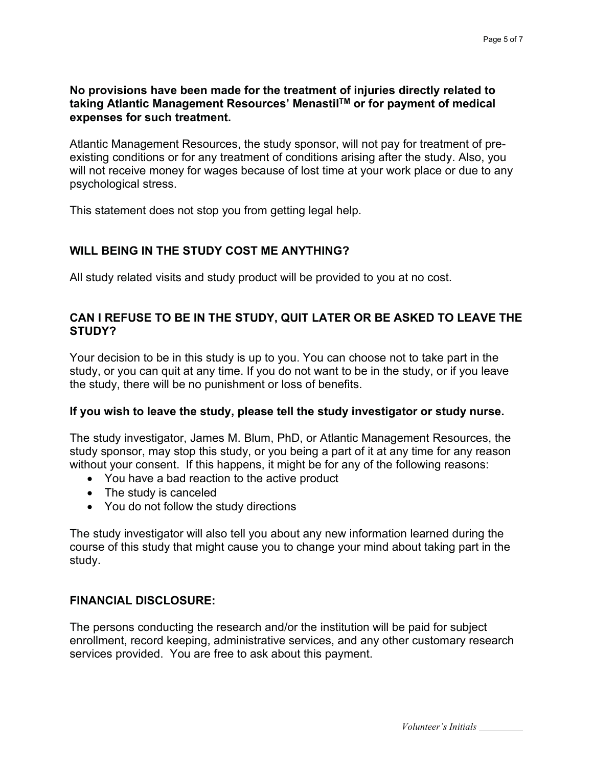**No provisions have been made for the treatment of injuries directly related to taking Atlantic Management Resources' Menastil$^{TM}$ or for payment of medical expenses for such treatment.**

Atlantic Management Resources, the study sponsor, will not pay for treatment of pre-existing conditions or for any treatment of conditions arising after the study. Also, you will not receive money for wages because of lost time at your work place or due to any psychological stress.

This statement does not stop you from getting legal help.

## WILL BEING IN THE STUDY COST ME ANYTHING?

All study related visits and study product will be provided to you at no cost.

## CAN I REFUSE TO BE IN THE STUDY, QUIT LATER OR BE ASKED TO LEAVE THE STUDY?

Your decision to be in this study is up to you. You can choose not to take part in the study, or you can quit at any time. If you do not want to be in the study, or if you leave the study, there will be no punishment or loss of benefits.

**If you wish to leave the study, please tell the study investigator or study nurse.**

The study investigator, James M. Blum, PhD, or Atlantic Management Resources, the study sponsor, may stop this study, or you being a part of it at any time for any reason without your consent. If this happens, it might be for any of the following reasons:

- You have a bad reaction to the active product
- The study is canceled
- You do not follow the study directions

The study investigator will also tell you about any new information learned during the course of this study that might cause you to change your mind about taking part in the study.

## FINANCIAL DISCLOSURE:

The persons conducting the research and/or the institution will be paid for subject enrollment, record keeping, administrative services, and any other customary research services provided. You are free to ask about this payment.

*Volunteer's Initials* \_\_\_\_\_\_\_\_\_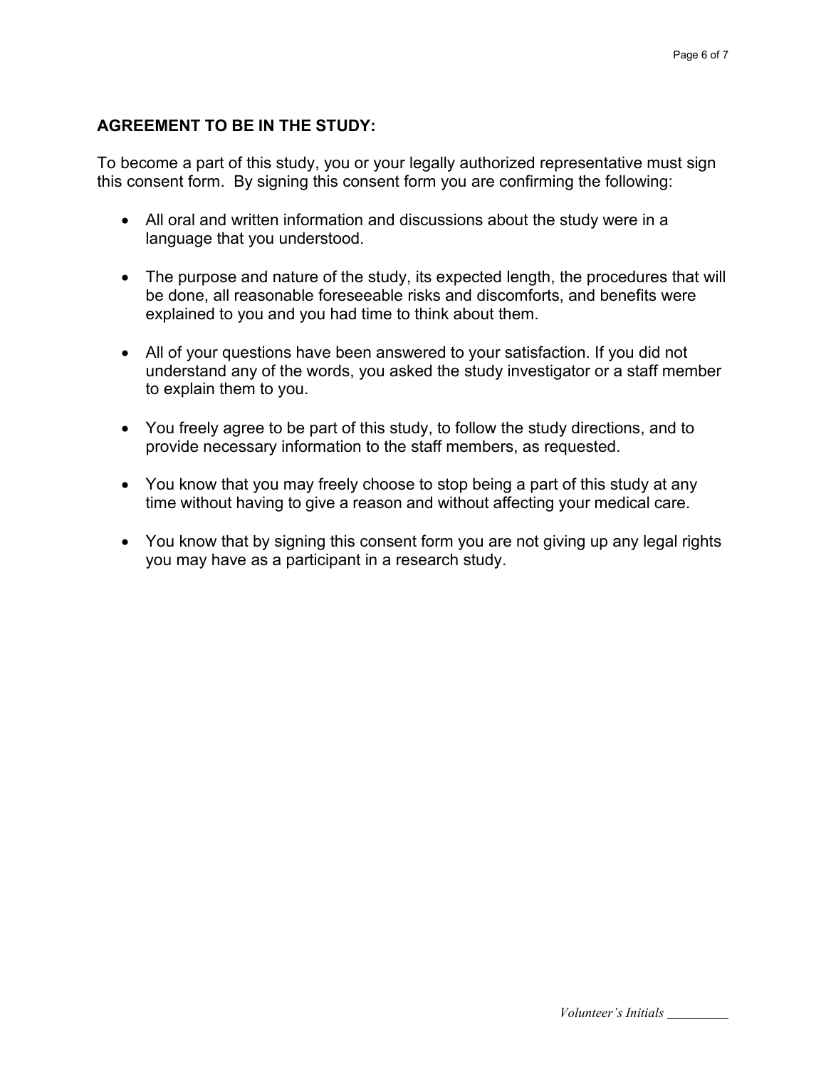**AGREEMENT TO BE IN THE STUDY:**

To become a part of this study, you or your legally authorized representative must sign this consent form. By signing this consent form you are confirming the following:

- All oral and written information and discussions about the study were in a language that you understood.
- The purpose and nature of the study, its expected length, the procedures that will be done, all reasonable foreseeable risks and discomforts, and benefits were explained to you and you had time to think about them.
- All of your questions have been answered to your satisfaction. If you did not understand any of the words, you asked the study investigator or a staff member to explain them to you.
- You freely agree to be part of this study, to follow the study directions, and to provide necessary information to the staff members, as requested.
- You know that you may freely choose to stop being a part of this study at any time without having to give a reason and without affecting your medical care.
- You know that by signing this consent form you are not giving up any legal rights you may have as a participant in a research study.

*Volunteer's Initials* _________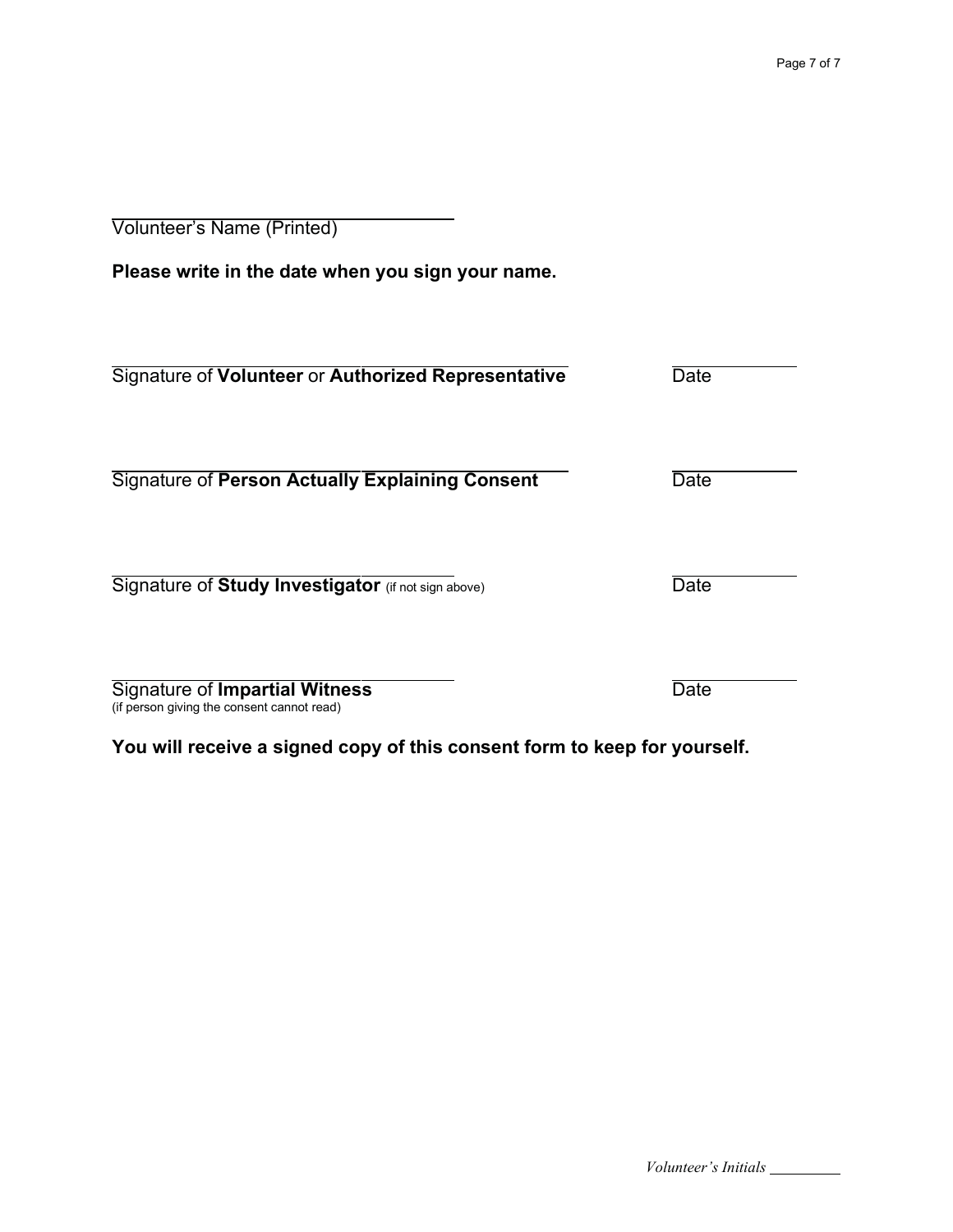\_\_\_\_\_\_\_\_\_\_\_\_\_\_\_\_\_\_\_\_\_\_\_\_\_\_\_\_\_\_\_\_\_\_\_
Volunteer's Name (Printed)

**Please write in the date when you sign your name.**

\_\_\_\_\_\_\_\_\_\_\_\_\_\_\_\_\_\_\_\_\_\_\_\_\_\_\_\_\_\_\_\_\_\_\_\_\_\_\_\_\_\_\_\_\_\_ \_\_\_\_\_\_\_\_\_\_\_\_
Signature of **Volunteer** or **Authorized Representative** Date

\_\_\_\_\_\_\_\_\_\_\_\_\_\_\_\_\_\_\_\_\_\_\_\_\_\_\_\_\_\_\_\_\_\_\_\_\_\_\_\_\_\_\_\_\_\_ \_\_\_\_\_\_\_\_\_\_\_\_
Signature of **Person Actually Explaining Consent** Date

\_\_\_\_\_\_\_\_\_\_\_\_\_\_\_\_\_\_\_\_\_\_\_\_\_\_\_\_\_\_\_\_\_\_\_ \_\_\_\_\_\_\_\_\_\_\_\_
Signature of **Study Investigator** (if not sign above) Date

\_\_\_\_\_\_\_\_\_\_\_\_\_\_\_\_\_\_\_\_\_\_\_\_\_\_\_\_\_\_\_\_\_\_\_ \_\_\_\_\_\_\_\_\_\_\_\_
Signature of **Impartial Witness** Date
(if person giving the consent cannot read)

**You will receive a signed copy of this consent form to keep for yourself.**

*Volunteer's Initials* \_\_\_\_\_\_\_\_\_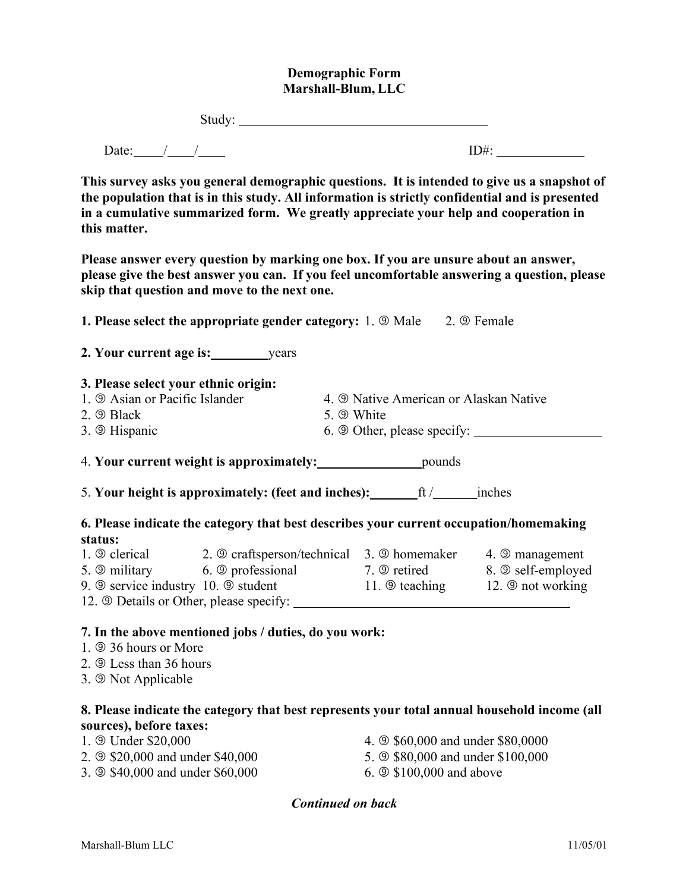**Demographic Form**
**Marshall-Blum, LLC**

Study: ______________________________________

Date:____/____/____ ID#: _____________

**This survey asks you general demographic questions. It is intended to give us a snapshot of the population that is in this study. All information is strictly confidential and is presented in a cumulative summarized form. We greatly appreciate your help and cooperation in this matter.**

**Please answer every question by marking one box. If you are unsure about an answer, please give the best answer you can. If you feel uncomfortable answering a question, please skip that question and move to the next one.**

**1. Please select the appropriate gender category:** 1. ⑨ Male 2. ⑨ Female

**2. Your current age is:**________years

**3. Please select your ethnic origin:**

1. ⑨ Asian or Pacific Islander
2. ⑨ Black
3. ⑨ Hispanic
4. ⑨ Native American or Alaskan Native
5. ⑨ White
6. ⑨ Other, please specify: ___________________

4. **Your current weight is approximately:**_______________pounds

5. **Your height is approximately: (feet and inches):**_______ft /______inches

**6. Please indicate the category that best describes your current occupation/homemaking status:**

1. ⑨ clerical 2. ⑨ craftsperson/technical 3. ⑨ homemaker 4. ⑨ management
5. ⑨ military 6. ⑨ professional 7. ⑨ retired 8. ⑨ self-employed
9. ⑨ service industry 10. ⑨ student 11. ⑨ teaching 12. ⑨ not working
12. ⑨ Details or Other, please specify: ________________________________________

**7. In the above mentioned jobs / duties, do you work:**

1. ⑨ 36 hours or More
2. ⑨ Less than 36 hours
3. ⑨ Not Applicable

**8. Please indicate the category that best represents your total annual household income (all sources), before taxes:**

1. ⑨ Under $20,000
2. ⑨ $20,000 and under $40,000
3. ⑨ $40,000 and under $60,000
4. ⑨ $60,000 and under $80,0000
5. ⑨ $80,000 and under $100,000
6. ⑨ $100,000 and above

***Continued on back***

Marshall-Blum LLC 11/05/01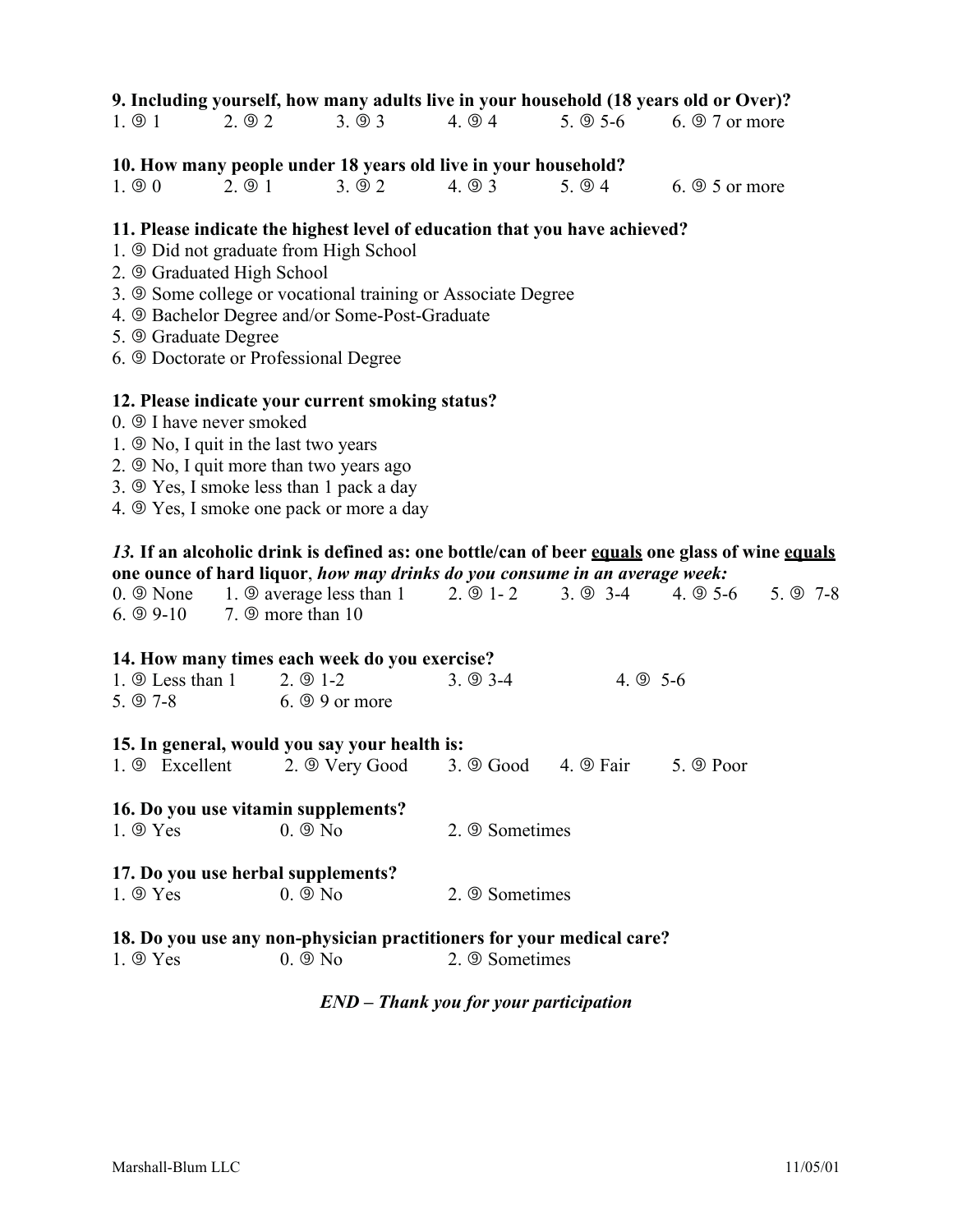**9. Including yourself, how many adults live in your household (18 years old or Over)?**

1. ⑨ 1 2. ⑨ 2 3. ⑨ 3 4. ⑨ 4 5. ⑨ 5-6 6. ⑨ 7 or more

**10. How many people under 18 years old live in your household?**

1. ⑨ 0 2. ⑨ 1 3. ⑨ 2 4. ⑨ 3 5. ⑨ 4 6. ⑨ 5 or more

**11. Please indicate the highest level of education that you have achieved?**

1. ⑨ Did not graduate from High School
2. ⑨ Graduated High School
3. ⑨ Some college or vocational training or Associate Degree
4. ⑨ Bachelor Degree and/or Some-Post-Graduate
5. ⑨ Graduate Degree
6. ⑨ Doctorate or Professional Degree

**12. Please indicate your current smoking status?**

0. ⑨ I have never smoked
1. ⑨ No, I quit in the last two years
2. ⑨ No, I quit more than two years ago
3. ⑨ Yes, I smoke less than 1 pack a day
4. ⑨ Yes, I smoke one pack or more a day

***13.*** **If an alcoholic drink is defined as: one bottle/can of beer <u>equals</u> one glass of wine <u>equals</u> one ounce of hard liquor**, ***how may drinks do you consume in an average week:***

0. ⑨ None 1. ⑨ average less than 1 2. ⑨ 1- 2 3. ⑨ 3-4 4. ⑨ 5-6 5. ⑨ 7-8 6. ⑨ 9-10 7. ⑨ more than 10

**14. How many times each week do you exercise?**

1. ⑨ Less than 1 2. ⑨ 1-2 3. ⑨ 3-4 4. ⑨ 5-6 5. ⑨ 7-8 6. ⑨ 9 or more

**15. In general, would you say your health is:**

1. ⑨ Excellent 2. ⑨ Very Good 3. ⑨ Good 4. ⑨ Fair 5. ⑨ Poor

**16. Do you use vitamin supplements?**

1. ⑨ Yes 0. ⑨ No 2. ⑨ Sometimes

**17. Do you use herbal supplements?**

1. ⑨ Yes 0. ⑨ No 2. ⑨ Sometimes

**18. Do you use any non-physician practitioners for your medical care?**

1. ⑨ Yes 0. ⑨ No 2. ⑨ Sometimes

***END – Thank you for your participation***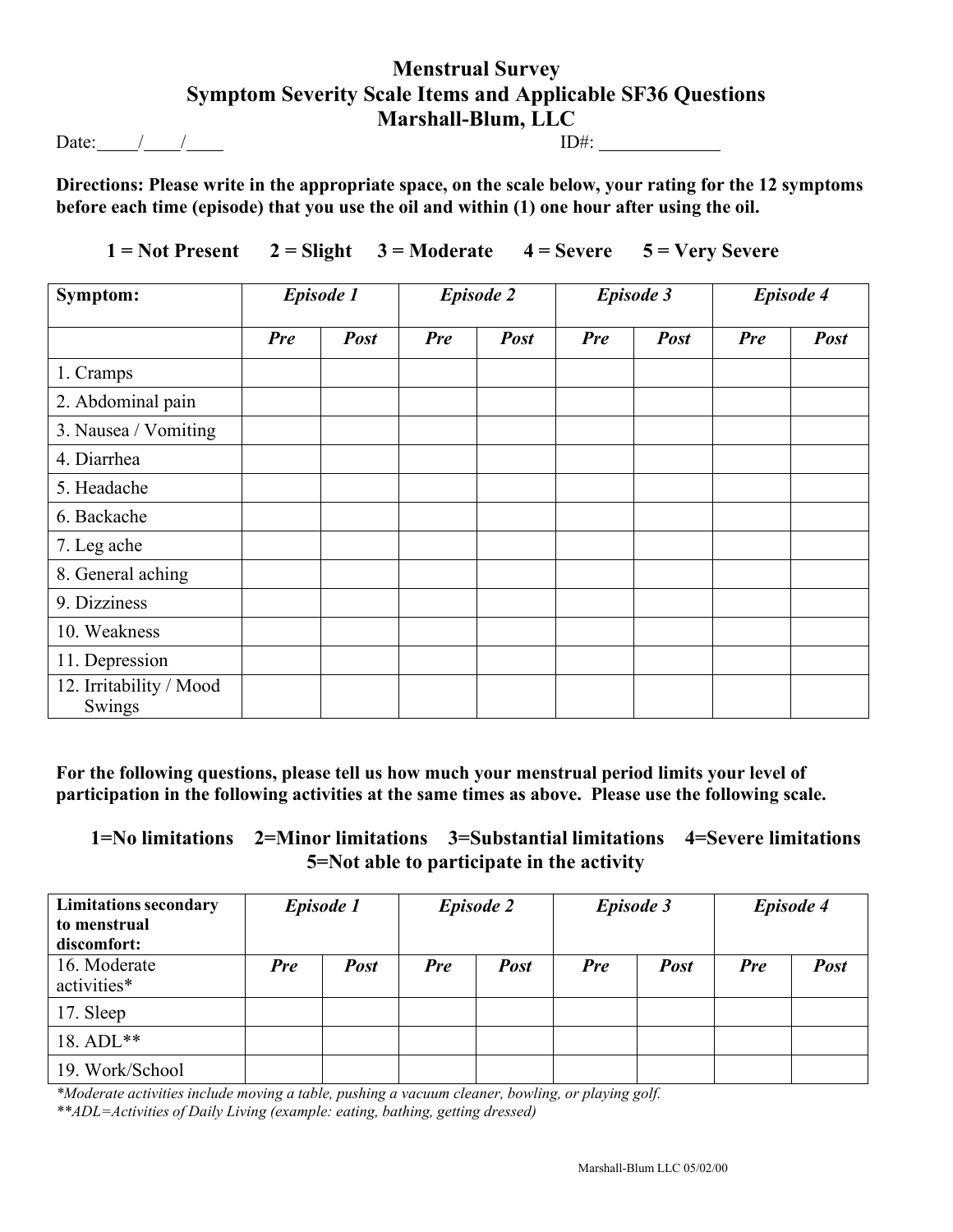# Menstrual Survey
## Symptom Severity Scale Items and Applicable SF36 Questions
## Marshall-Blum, LLC

Date:_____/____/____ ID#: _____________

**Directions: Please write in the appropriate space, on the scale below, your rating for the 12 symptoms before each time (episode) that you use the oil and within (1) one hour after using the oil.**

**1 = Not Present 2 = Slight 3 = Moderate 4 = Severe 5 = Very Severe**

| Symptom: | *Episode 1* | | *Episode 2* | | *Episode 3* | | *Episode 4* | |
|---|---|---|---|---|---|---|---|---|
| | *Pre* | *Post* | *Pre* | *Post* | *Pre* | *Post* | *Pre* | *Post* |
| 1. Cramps | | | | | | | | |
| 2. Abdominal pain | | | | | | | | |
| 3. Nausea / Vomiting | | | | | | | | |
| 4. Diarrhea | | | | | | | | |
| 5. Headache | | | | | | | | |
| 6. Backache | | | | | | | | |
| 7. Leg ache | | | | | | | | |
| 8. General aching | | | | | | | | |
| 9. Dizziness | | | | | | | | |
| 10. Weakness | | | | | | | | |
| 11. Depression | | | | | | | | |
| 12. Irritability / Mood Swings | | | | | | | | |

**For the following questions, please tell us how much your menstrual period limits your level of participation in the following activities at the same times as above. Please use the following scale.**

**1=No limitations 2=Minor limitations 3=Substantial limitations 4=Severe limitations 5=Not able to participate in the activity**

| **Limitations secondary to menstrual discomfort:** | *Episode 1* | | *Episode 2* | | *Episode 3* | | *Episode 4* | |
|---|---|---|---|---|---|---|---|---|
| 16. Moderate activities* | *Pre* | *Post* | *Pre* | *Post* | *Pre* | *Post* | *Pre* | *Post* |
| 17. Sleep | | | | | | | | |
| 18. ADL** | | | | | | | | |
| 19. Work/School | | | | | | | | |

*\*Moderate activities include moving a table, pushing a vacuum cleaner, bowling, or playing golf.*
*\*\*ADL=Activities of Daily Living (example: eating, bathing, getting dressed)*

Marshall-Blum LLC 05/02/00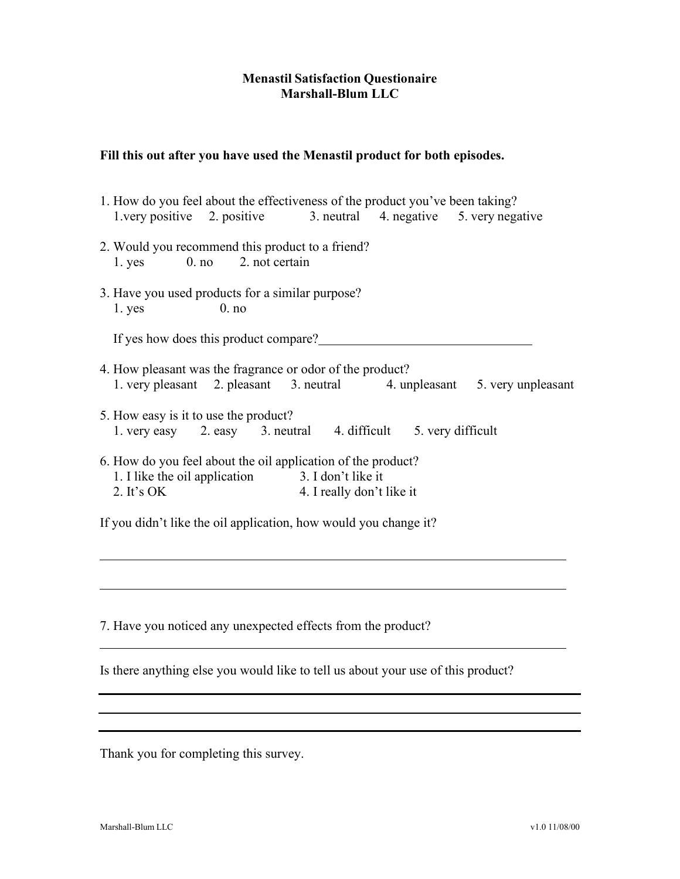# Menastil Satisfaction Questionaire
## Marshall-Blum LLC

**Fill this out after you have used the Menastil product for both episodes.**

1. How do you feel about the effectiveness of the product you've been taking?
   1.very positive   2. positive   3. neutral   4. negative   5. very negative

2. Would you recommend this product to a friend?
   1. yes   0. no   2. not certain

3. Have you used products for a similar purpose?
   1. yes   0. no

   If yes how does this product compare?________________________________

4. How pleasant was the fragrance or odor of the product?
   1. very pleasant   2. pleasant   3. neutral   4. unpleasant   5. very unpleasant

5. How easy is it to use the product?
   1. very easy   2. easy   3. neutral   4. difficult   5. very difficult

6. How do you feel about the oil application of the product?
   1. I like the oil application   3. I don't like it
   2. It's OK   4. I really don't like it

If you didn't like the oil application, how would you change it?

_____________________________________________________________________

_____________________________________________________________________

7. Have you noticed any unexpected effects from the product?

_____________________________________________________________________

Is there anything else you would like to tell us about your use of this product?

_____________________________________________________________________

_____________________________________________________________________

_____________________________________________________________________

Thank you for completing this survey.

Marshall-Blum LLC   v1.0 11/08/00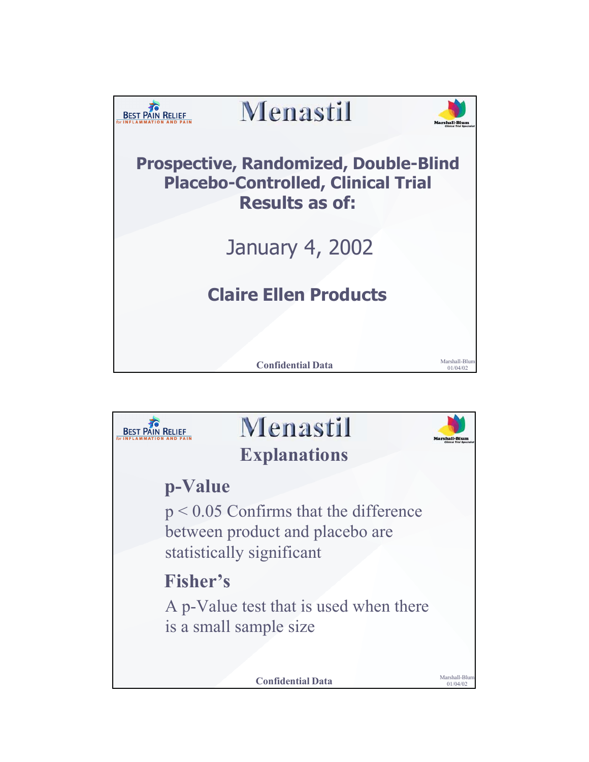# Menastil

**Prospective, Randomized, Double-Blind Placebo-Controlled, Clinical Trial Results as of:**

January 4, 2002

**Claire Ellen Products**

**Confidential Data**

---

# Menastil

## Explanations

### p-Value

$p < 0.05$ Confirms that the difference between product and placebo are statistically significant

### Fisher's

A p-Value test that is used when there is a small sample size

**Confidential Data**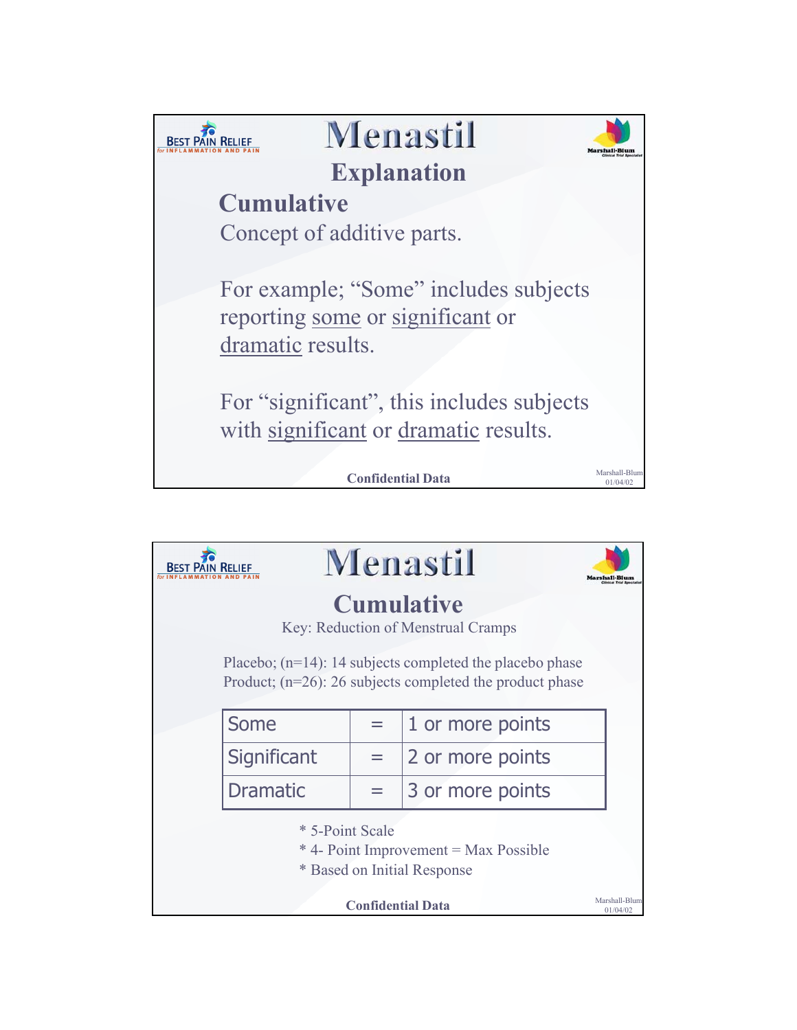# Menastil

## Explanation

### Cumulative

Concept of additive parts.

For example; "Some" includes subjects reporting <u>some</u> or <u>significant</u> or <u>dramatic</u> results.

For "significant", this includes subjects with <u>significant</u> or <u>dramatic</u> results.

**Confidential Data**

Marshall-Blum 01/04/02

# Menastil

## Cumulative

Key: Reduction of Menstrual Cramps

Placebo; (n=14): 14 subjects completed the placebo phase
Product; (n=26): 26 subjects completed the product phase

| | | |
|---|---|---|
| Some | = | 1 or more points |
| Significant | = | 2 or more points |
| Dramatic | = | 3 or more points |

* 5-Point Scale
* 4- Point Improvement = Max Possible
* Based on Initial Response

**Confidential Data**

Marshall-Blum 01/04/02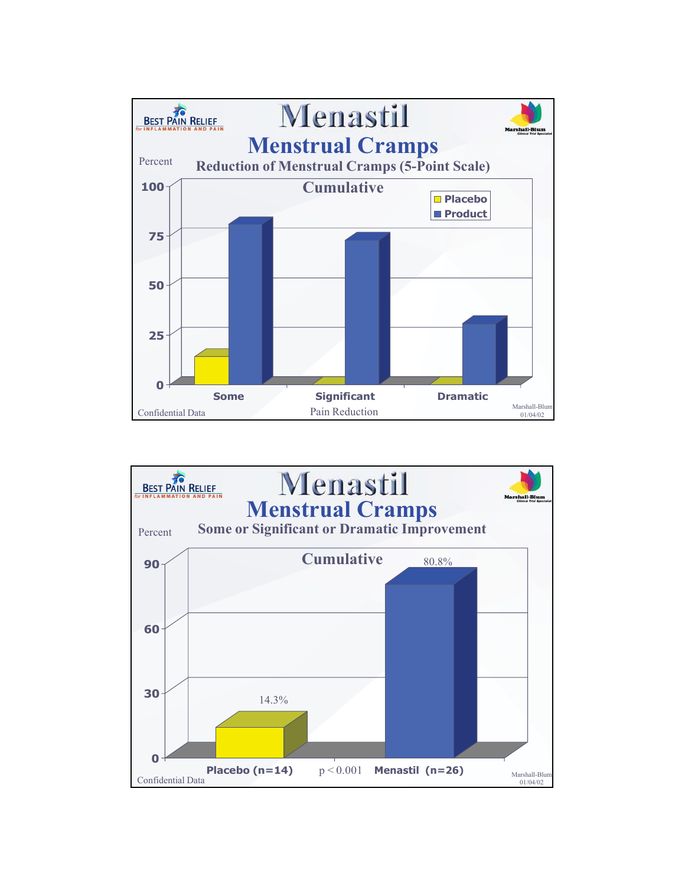# Menastil

## Menstrual Cramps

### Reduction of Menstrual Cramps (5-Point Scale)

**Cumulative**

Percent

| Pain Reduction | Placebo | Product |
|---|---|---|
| Some | ~14 | ~81 |
| Significant | 0 | ~73 |
| Dramatic | 0 | ~31 |

Confidential Data

Marshall-Blum
01/04/02

---

# Menastil

## Menstrual Cramps

### Some or Significant or Dramatic Improvement

**Cumulative**

Percent

| | Placebo (n=14) | Menastil (n=26) |
|---|---|---|
| Percent | 14.3% | 80.8% |

$p < 0.001$

Confidential Data

Marshall-Blum
01/04/02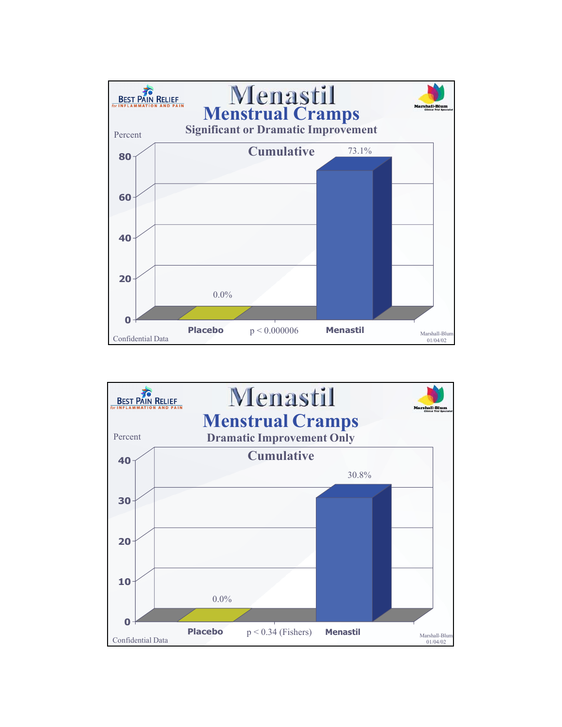Best Pain Relief
for INFLAMMATION AND PAIN

# Menastil

## Menstrual Cramps

### Significant or Dramatic Improvement

Cumulative

| | Placebo | Menastil |
|---|---|---|
| Percent | 0.0% | 73.1% |

$p < 0.000006$

Confidential Data

Marshall-Blum
01/04/02

---

Best Pain Relief
for INFLAMMATION AND PAIN

# Menastil

## Menstrual Cramps

### Dramatic Improvement Only

Cumulative

| | Placebo | Menastil |
|---|---|---|
| Percent | 0.0% | 30.8% |

$p < 0.34$ (Fishers)

Confidential Data

Marshall-Blum
01/04/02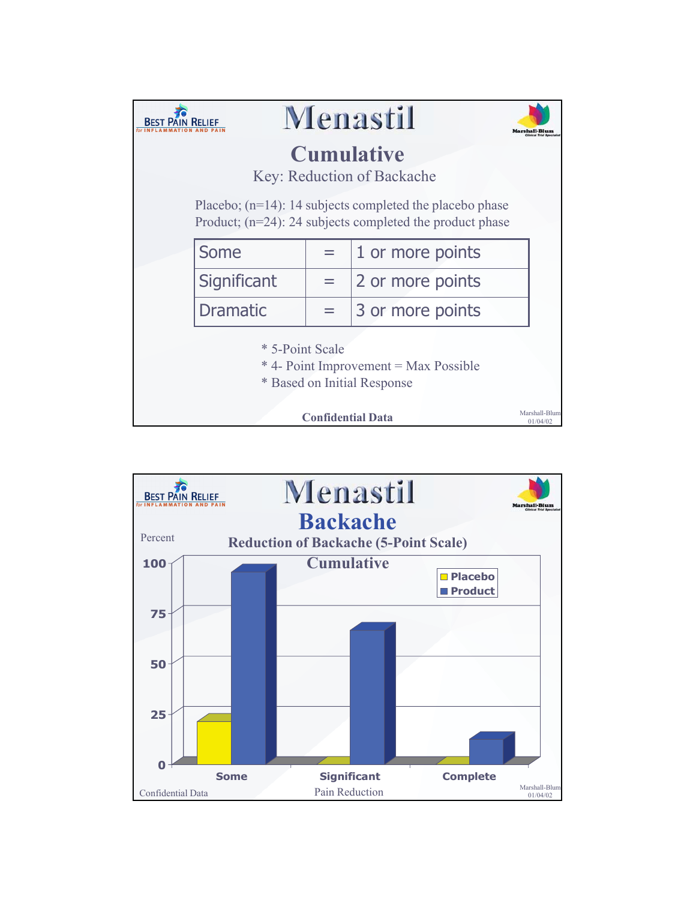# Menastil

## Cumulative

Key: Reduction of Backache

Placebo; (n=14): 14 subjects completed the placebo phase
Product; (n=24): 24 subjects completed the product phase

| Some | = | 1 or more points |
|---|---|---|
| Significant | = | 2 or more points |
| Dramatic | = | 3 or more points |

* 5-Point Scale
* 4- Point Improvement = Max Possible
* Based on Initial Response

**Confidential Data**

Marshall-Blum 01/04/02

---

# Menastil

## Backache

**Reduction of Backache (5-Point Scale)**

**Cumulative**

Percent

| Pain Reduction | Placebo | Product |
|---|---|---|
| Some | ~21 | ~96 |
| Significant | 0 | ~67 |
| Complete | 0 | ~12 |

Confidential Data

Marshall-Blum 01/04/02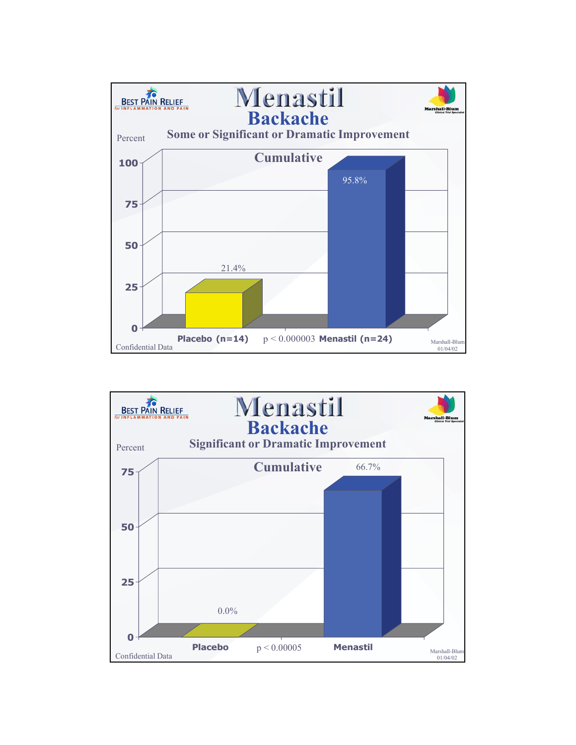BEST PAIN RELIEF
for INFLAMMATION AND PAIN

# Menastil

## Backache

### Some or Significant or Dramatic Improvement

Cumulative

Percent

| | Percent |
|---|---|
| Placebo (n=14) | 21.4% |
| Menastil (n=24) | 95.8% |

$p < 0.000003$

Confidential Data

Marshall-Blum
01/04/02

---

BEST PAIN RELIEF
for INFLAMMATION AND PAIN

# Menastil

## Backache

### Significant or Dramatic Improvement

Cumulative

Percent

| | Percent |
|---|---|
| Placebo | 0.0% |
| Menastil | 66.7% |

$p < 0.00005$

Confidential Data

Marshall-Blum
01/04/02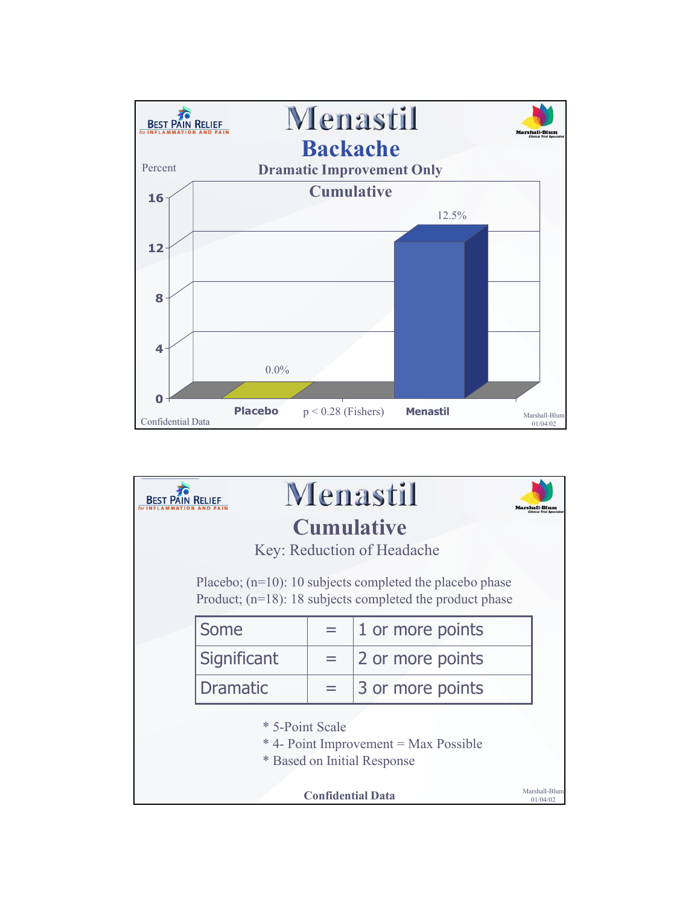BEST PAIN RELIEF
for INFLAMMATION AND PAIN

# Menastil

## Backache

### Dramatic Improvement Only

### Cumulative

Percent

| | Placebo | Menastil |
|---|---|---|
| Percent | 0.0% | 12.5% |

$p < 0.28$ (Fishers)

Confidential Data

Marshall-Blum 01/04/02

---

BEST PAIN RELIEF
for INFLAMMATION AND PAIN

# Menastil

## Cumulative

Key: Reduction of Headache

Placebo; (n=10): 10 subjects completed the placebo phase
Product; (n=18): 18 subjects completed the product phase

| | | |
|---|---|---|
| Some | = | 1 or more points |
| Significant | = | 2 or more points |
| Dramatic | = | 3 or more points |

* 5-Point Scale
* 4- Point Improvement = Max Possible
* Based on Initial Response

**Confidential Data**

Marshall-Blum 01/04/02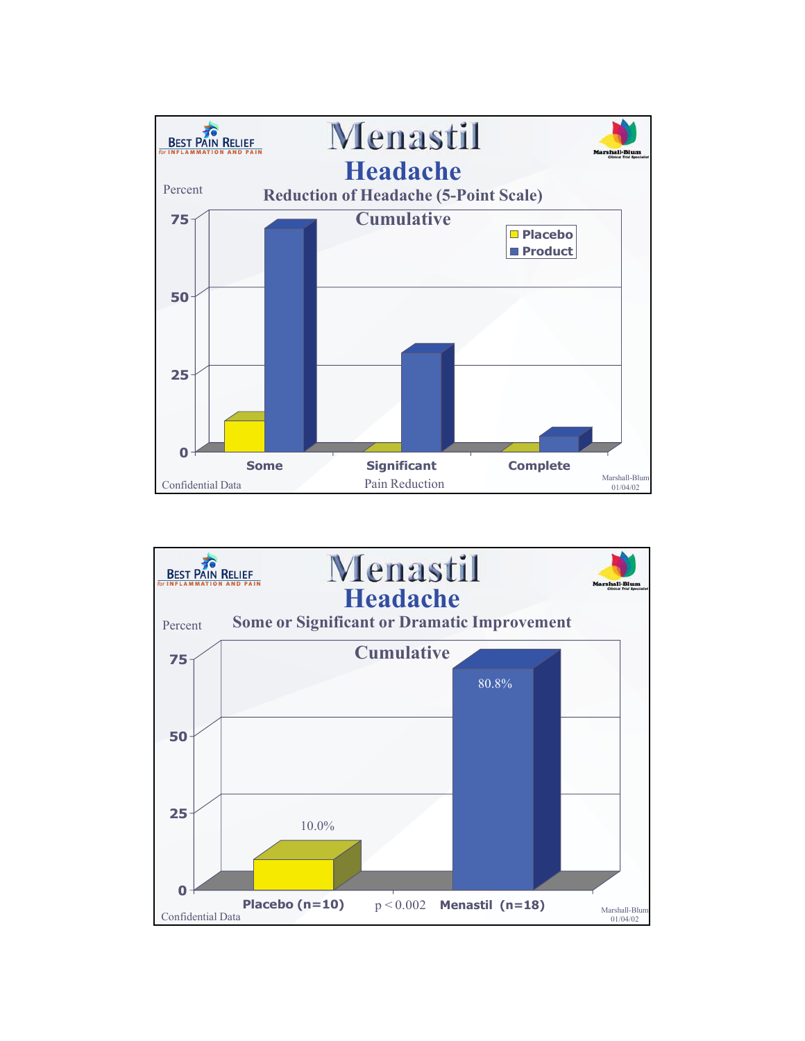## Menastil

### Headache

Reduction of Headache (5-Point Scale)

Cumulative

Percent

| Pain Reduction | Placebo | Product |
|---|---|---|
| Some | | |
| Significant | | |
| Complete | | |

Confidential Data

Marshall-Blum 01/04/02

## Menastil

### Headache

Some or Significant or Dramatic Improvement

Cumulative

Percent

| | Placebo (n=10) | Menastil (n=18) |
|---|---|---|
| Percent | 10.0% | 80.8% |

$p < 0.002$

Confidential Data

Marshall-Blum 01/04/02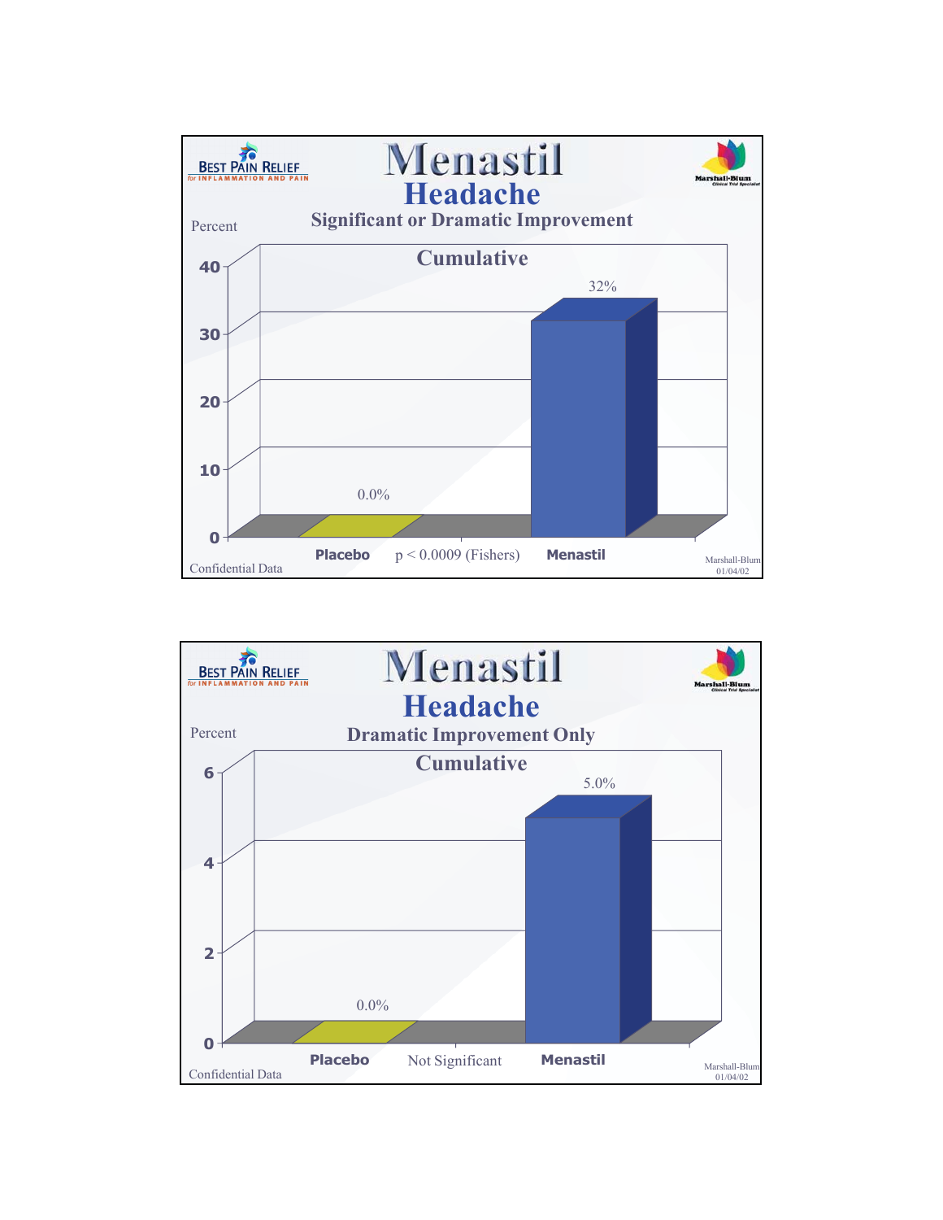BEST PAIN RELIEF
for INFLAMMATION AND PAIN

# Menastil

## Headache

### Significant or Dramatic Improvement

Cumulative

Percent

| | Percent |
|---|---|
| Placebo | 0.0% |
| Menastil | 32% |

Placebo $p < 0.0009$ (Fishers) Menastil

Confidential Data

Marshall-Blum 01/04/02

---

BEST PAIN RELIEF
for INFLAMMATION AND PAIN

# Menastil

## Headache

### Dramatic Improvement Only

Cumulative

Percent

| | Percent |
|---|---|
| Placebo | 0.0% |
| Menastil | 5.0% |

Placebo Not Significant Menastil

Confidential Data

Marshall-Blum 01/04/02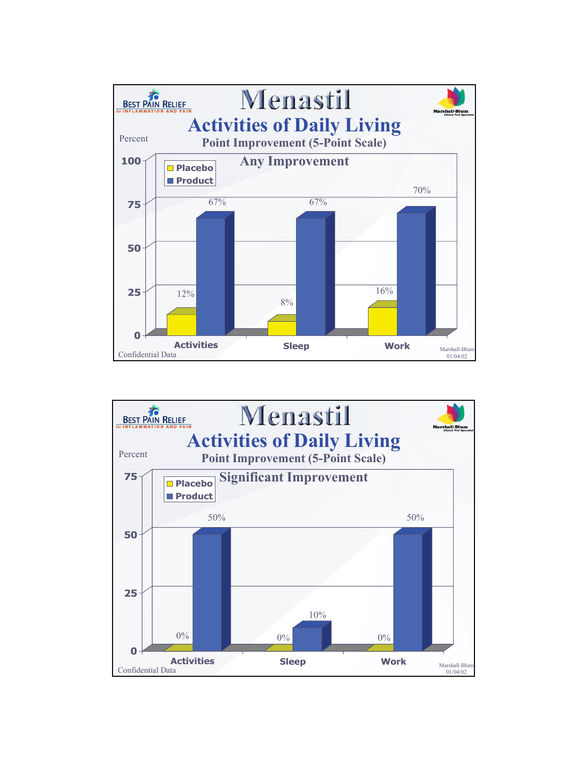# Menastil

BEST PAIN RELIEF for INFLAMMATION AND PAIN

Marshall-Blum Clinical Trial Specialist

## Activities of Daily Living

### Point Improvement (5-Point Scale)

**Any Improvement**

Percent

| | Placebo | Product |
|---|---|---|
| Activities | 12% | 67% |
| Sleep | 8% | 67% |
| Work | 16% | 70% |

Confidential Data

Marshall-Blum 01/04/02

# Menastil

BEST PAIN RELIEF for INFLAMMATION AND PAIN

Marshall-Blum Clinical Trial Specialist

## Activities of Daily Living

### Point Improvement (5-Point Scale)

**Significant Improvement**

Percent

| | Placebo | Product |
|---|---|---|
| Activities | 0% | 50% |
| Sleep | 0% | 10% |
| Work | 0% | 50% |

Confidential Data

Marshall-Blum 01/04/02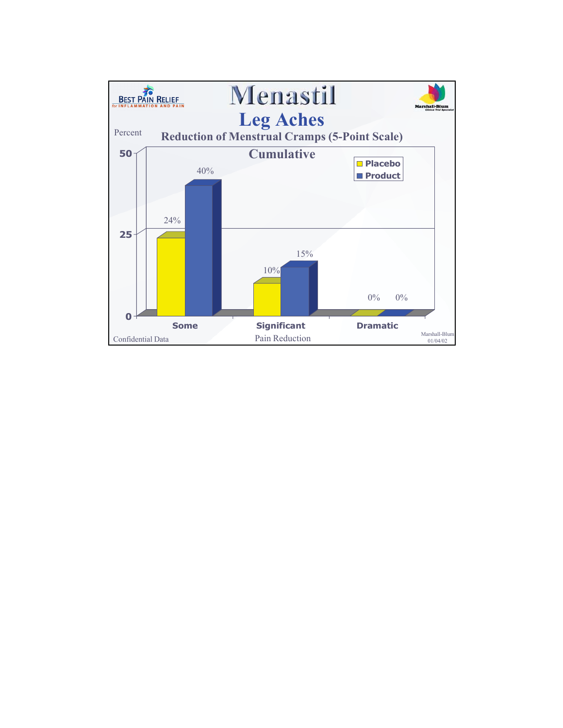BEST PAIN RELIEF
for INFLAMMATION AND PAIN

# Menastil

## Leg Aches

### Reduction of Menstrual Cramps (5-Point Scale)

**Cumulative**

Percent

| Pain Reduction | Placebo | Product |
|---|---|---|
| Some | 24% | 40% |
| Significant | 10% | 15% |
| Dramatic | 0% | 0% |

Confidential Data

Marshall-Blum
Clinical Trial Specialist

Marshall-Blum
01/04/02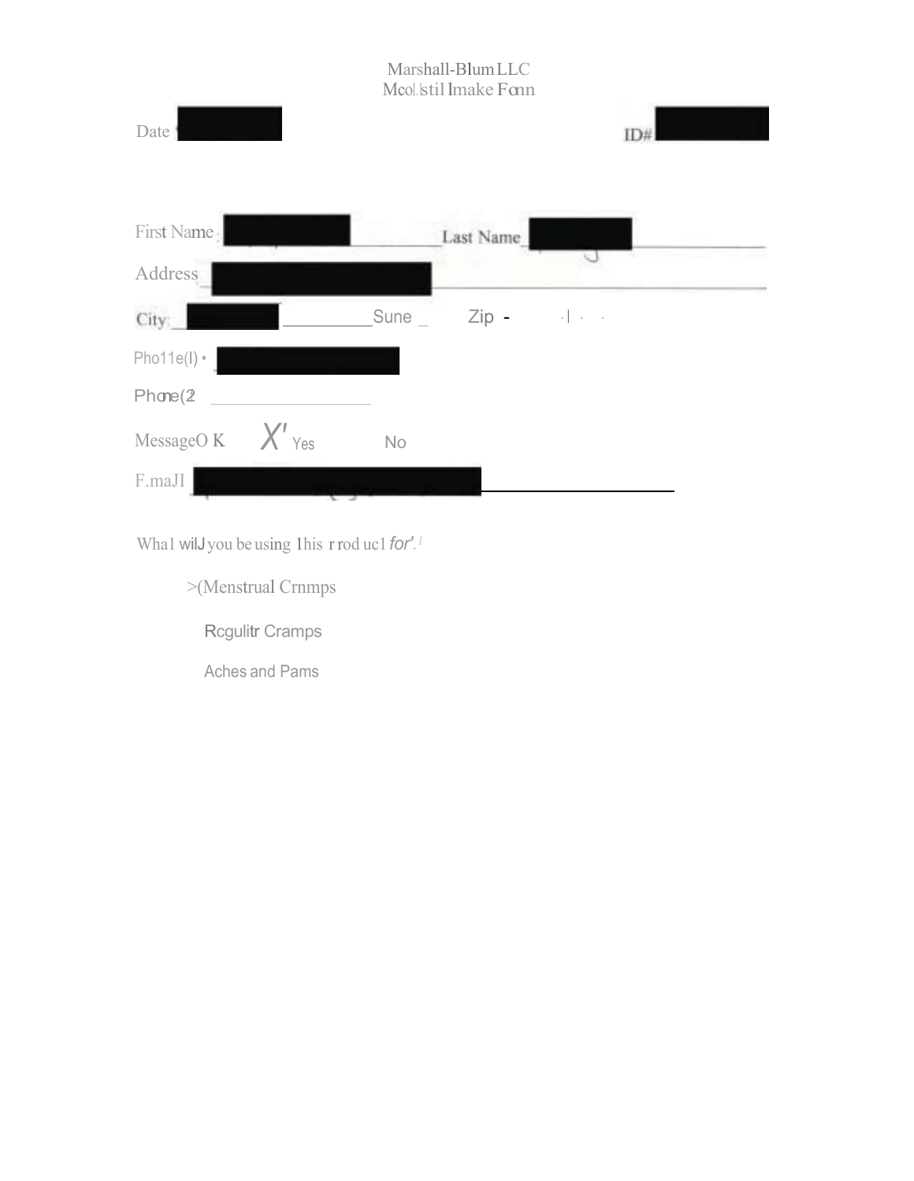Marshall-Blum LLC
Mcol.lstil lmake Fonn

Date [REDACTED]　　　　　　　　　　　　　　　　ID# [REDACTED]

First Name [REDACTED] ________ Last Name [REDACTED] ________

Address [REDACTED] ________

City: [REDACTED] ________ Sune _　　Zip -　　·| ·　·

Pho11e(l) • [REDACTED]

Phone(2 ________

MessageO K　　X' Yes　　　No

F.maJI [REDACTED] ________

Wha1 wilJ you be using 1his r rod uc1 for'.[1]

>(Menstrual Crnmps

Rcgulitr Cramps

Aches and Pams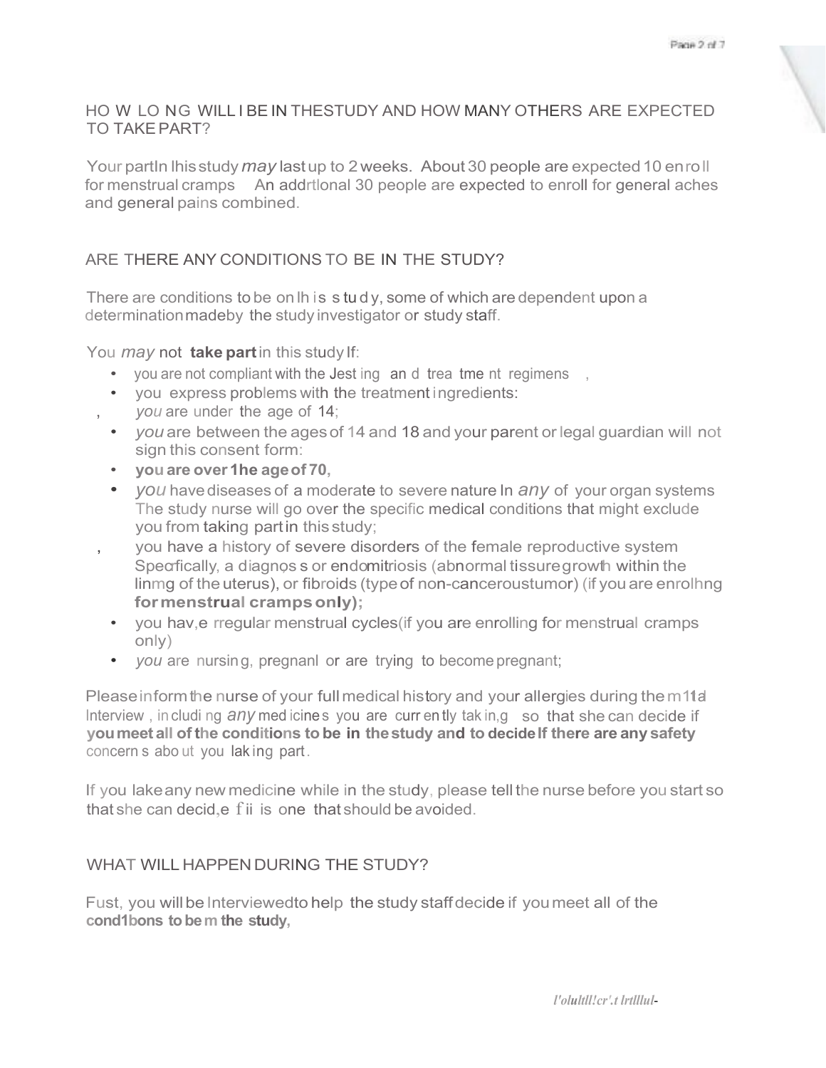## HOW LONG WILL I BE IN THE STUDY AND HOW MANY OTHERS ARE EXPECTED TO TAKE PART?

Your partIn lhis study *may* last up to 2 weeks. About 30 people are expected 10 enroll for menstrual cramps An addrtlonal 30 people are expected to enroll for general aches and general pains combined.

## ARE THERE ANY CONDITIONS TO BE IN THE STUDY?

There are conditions to be on lh is s tu d y, some of which are dependent upon a determination madeby the study investigator or study staff.

You *may* not **take part** in this study If:

- you are not compliant with the Jest ing an d trea tme nt regimens ,
- you express problems with the treatment ingredients:
- *you* are under the age of 14;
- *you* are between the ages of 14 and 18 and your parent or legal guardian will not sign this consent form:
- **you are over 1he age of 70,**
- *you* have diseases of a moderate to severe nature In *any* of your organ systems The study nurse will go over the specific medical conditions that might exclude you from taking part in this study;
- you have a history of severe disorders of the female reproductive system Speafically, a diagnos s or endomitriosis (abnormal tissue growth within the linmg of the uterus), or fibroids (type of non-canceroustumor) (if you are enrolhng **for menstrual cramps only);**
- you hav,e rregular menstrual cycles(if you are enrolling for menstrual cramps only)
- *you* are nursing, pregnanl or are trying to become pregnant;

Please inform the nurse of your full medical history and your allergies during the m1tal Interview , in cludi ng *any* med icine s you are curr en tly tak in,g so that she can decide if **you meet all of the conditions to be in the study and to decide If there are any safety** concern s abo ut you lak ing part .

If you lake any new medicine while in the study, please tell the nurse before you start so that she can decid,e fii is one that should be avoided.

## WHAT WILL HAPPEN DURING THE STUDY?

Fust, you will be Interviewed to help the study staff decide if you meet all of the **cond1bons to be m the study,**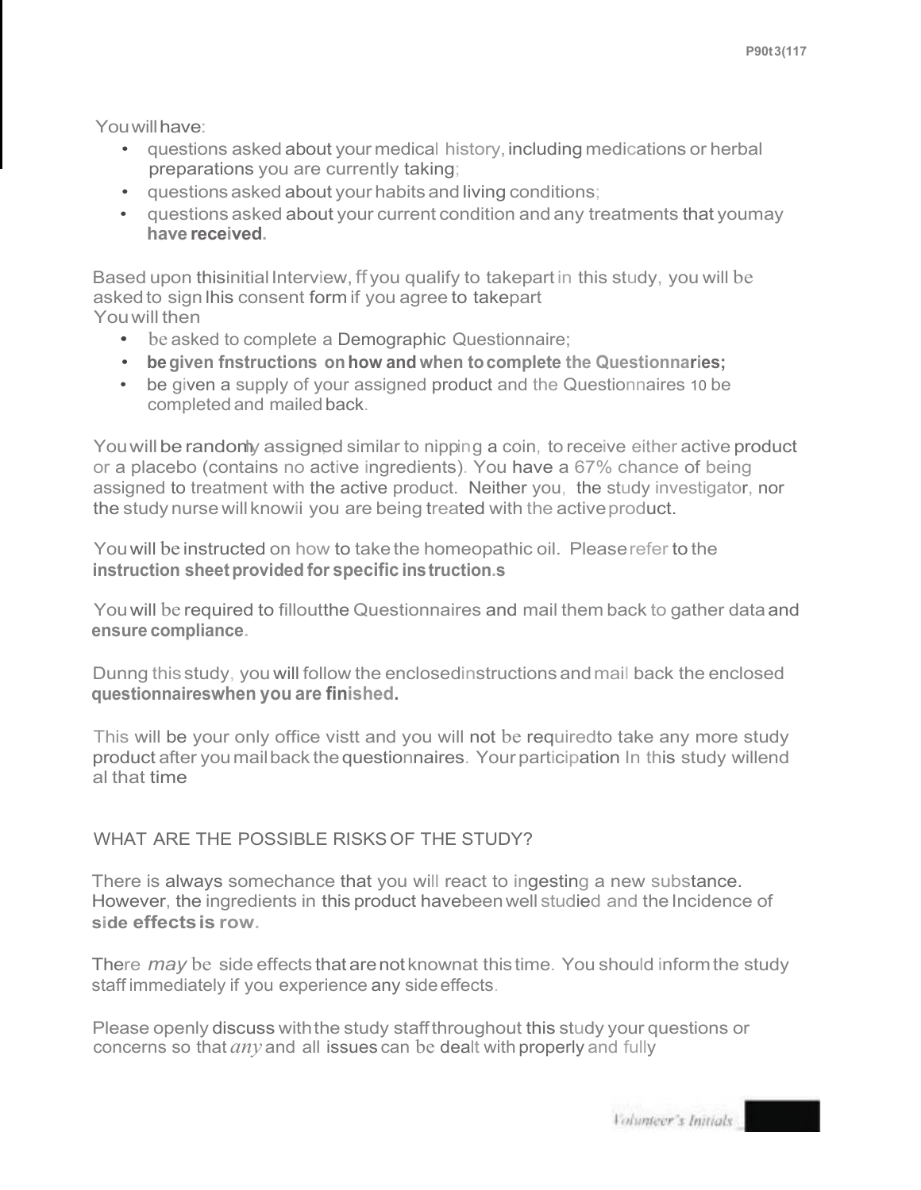You will have:

- questions asked about your medical history, including medications or herbal preparations you are currently taking;
- questions asked about your habits and living conditions;
- questions asked about your current condition and any treatments that youmay **have received.**

Based upon thisinitial Interview, ff you qualify to takepart in this study, you will be asked to sign lhis consent form if you agree to takepart

You will then

- be asked to complete a Demographic Questionnaire;
- **be given fnstructions on how and when to complete the Questionnaries;**
- be given a supply of your assigned product and the Questionnaires 10 be completed and mailed back.

You will be randomly assigned similar to nipping a coin, to receive either active product or a placebo (contains no active ingredients). You have a 67% chance of being assigned to treatment with the active product. Neither you, the study investigator, nor the study nurse will knowii you are being treated with the active product.

You will be instructed on how to take the homeopathic oil. Please refer to the **instruction sheet provided for specific ins truction.s**

You will be required to fillout the Questionnaires and mail them back to gather data and **ensure compliance.**

Dunng this study, you will follow the enclosedinstructions and mail back the enclosed **questionnaireswhen you are finished.**

This will be your only office vistt and you will not be requiredto take any more study product after you mail back the questionnaires. Your participation In this study willend al that time

WHAT ARE THE POSSIBLE RISKS OF THE STUDY?

There is always somechance that you will react to ingesting a new substance. However, the ingredients in this product havebeen well studied and the Incidence of **side effects is row.**

There *may* be side effects that are not knownat this time. You should inform the study staff immediately if you experience any side effects.

Please openly discuss with the study staff throughout this study your questions or concerns so that *any* and all issues can be dealt with properly and fully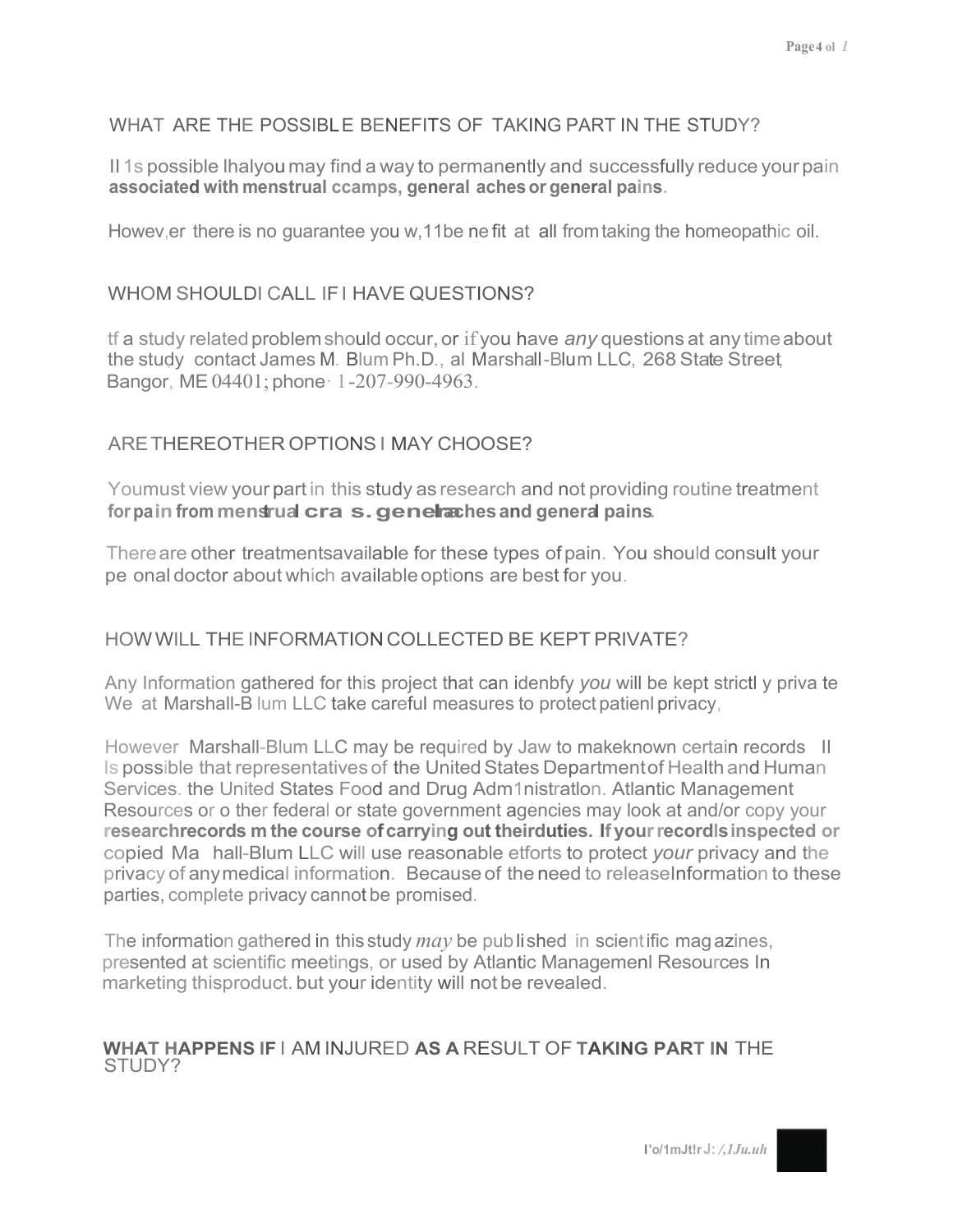## WHAT ARE THE POSSIBLE BENEFITS OF TAKING PART IN THE STUDY?

Il 1s possible lhalyou may find a way to permanently and successfully reduce your pain **associated with menstrual ccamps, general aches or general pains.**

Howev,er there is no guarantee you w,11be ne fit at all from taking the homeopathic oil.

## WHOM SHOULDI CALL IF I HAVE QUESTIONS?

tf a study related problem should occur, or if you have *any* questions at any time about the study contact James M. Blum Ph.D., al Marshall-Blum LLC, 268 State Street, Bangor, ME 04401; phone· 1-207-990-4963.

## ARE THEREOTHER OPTIONS I MAY CHOOSE?

Youmust view your part in this study as research and not providing routine treatment **for pain from menstrual cra s. general aches and general pains.**

There are other treatmentsavailable for these types of pain. You should consult your pe onal doctor about which available options are best for you.

## HOW WILL THE INFORMATION COLLECTED BE KEPT PRIVATE?

Any Information gathered for this project that can idenbfy *you* will be kept strictl y priva te We at Marshall-B lum LLC take careful measures to protect patienl privacy,

However Marshall-Blum LLC may be required by Jaw to makeknown certain records Il Is possible that representatives of the United States Department of Health and Human Services. the United States Food and Drug Adm1nistratlon. Atlantic Management Resources or o ther federal or state government agencies may look at and/or copy your **researchrecords m the course of carrying out theirduties. If your recordls inspected or** copied Ma hall-Blum LLC will use reasonable etforts to protect *your* privacy and the privacy of any medical information. Because of the need to releaseInformation to these parties, complete privacy cannot be promised.

The information gathered in this study *may* be pub lished in scient ific mag azines, presented at scientific meetings, or used by Atlantic Managemenl Resources In marketing thisproduct. but your identity will not be revealed.

## WHAT HAPPENS IF I AM INJURED AS A RESULT OF TAKING PART IN THE STUDY?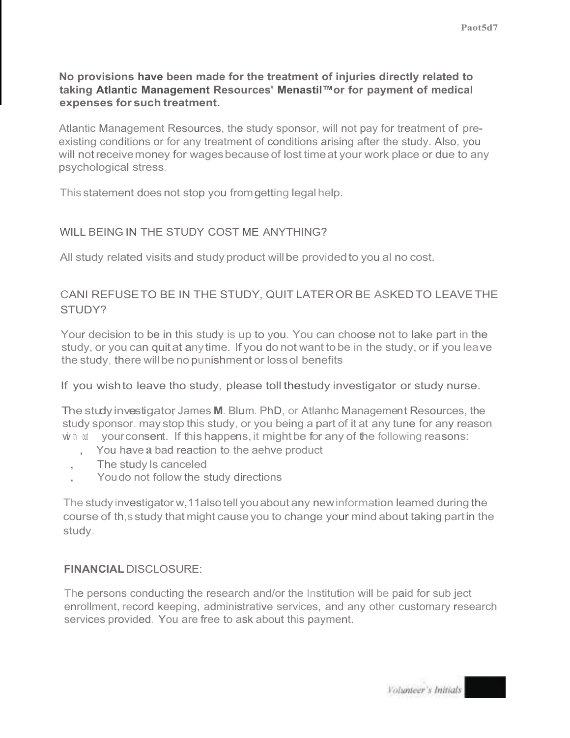**No provisions have been made for the treatment of injuries directly related to taking Atlantic Management Resources' Menastil™or for payment of medical expenses for such treatment.**

Atlantic Management Resources, the study sponsor, will not pay for treatment of pre-existing conditions or for any treatment of conditions arising after the study. Also, you will not receive money for wages because of lost time at your work place or due to any psychological stress.

This statement does not stop you from getting legal help.

WILL BEING IN THE STUDY COST ME ANYTHING?

All study related visits and study product will be provided to you al no cost.

CANI REFUSE TO BE IN THE STUDY, QUIT LATER OR BE ASKED TO LEAVE THE STUDY?

Your decision to be in this study is up to you. You can choose not to lake part in the study, or you can quit at any time. If you do not want to be in the study, or if you leave the study, there will be no punishment or loss ol benefits

If you wish to leave tho study, please toll the study investigator or study nurse.

The study investigator, James **M.** Blum. PhD, or Atlanhc Management Resources, the study sponsor. may stop this study, or you being a part of it at any tune for any reason without your consent. If this happens, it might be for any of the following reasons:

- You have a bad reaction to the aehve product
- The study Is canceled
- You do not follow the study directions

The study investigator w,11 also tell you about any new information leamed during the course of th,s study that might cause you to change your mind about taking part in the study.

**FINANCIAL** DISCLOSURE:

The persons conducting the research and/or the Institution will be paid for sub ject enrollment, record keeping, administrative services, and any other customary research services provided. You are free to ask about this payment.

Volunteer's Initials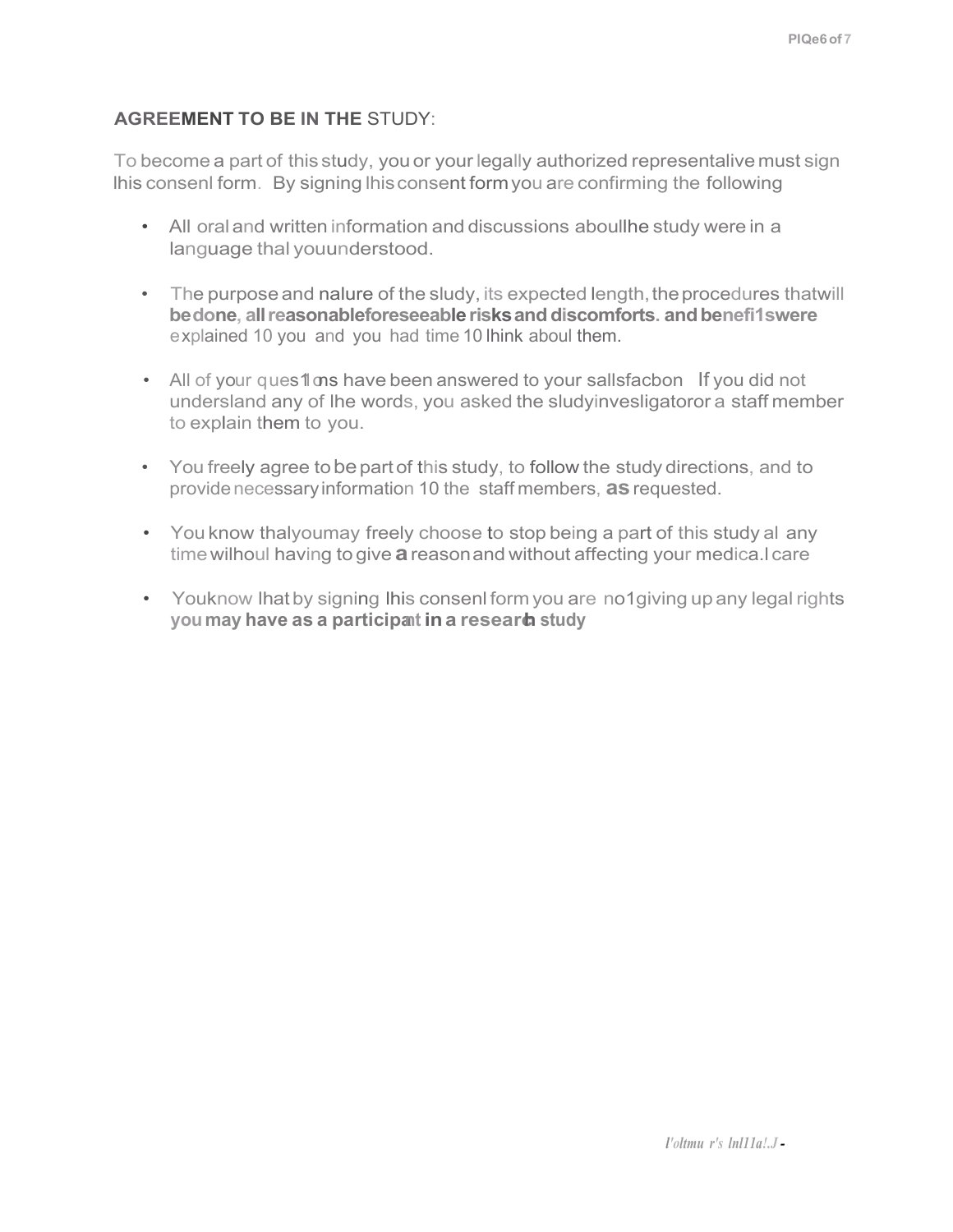**AGREEMENT TO BE IN THE** STUDY:

To become a part of this study, you or your legally authorized representalive must sign lhis consenl form. By signing lhis consent form you are confirming the following

- All oral and written information and discussions aboullhe study were in a language thal youunderstood.
- The purpose and nalure of the sludy, its expected length, the procedures thatwill **be done, all reasonable foreseeable risks and discomforts. and benefi1s were** explained 10 you and you had time 10 lhink aboul them.
- All of your ques1ons have been answered to your sallsfacbon If you did not undersland any of lhe words, you asked the sludyinvesligatoror a staff member to explain them to you.
- You freely agree to be part of this study, to follow the study directions, and to provide necessary information 10 the staff members, **as** requested.
- You know thalyoumay freely choose to stop being a part of this study al any time wilhoul having to give **a** reason and without affecting your medica.l care
- Youknow lhat by signing lhis consenl form you are no1giving up any legal rights **you may have as a participant in a research study**

*l'oltmu r's lnl1Ia!.J -*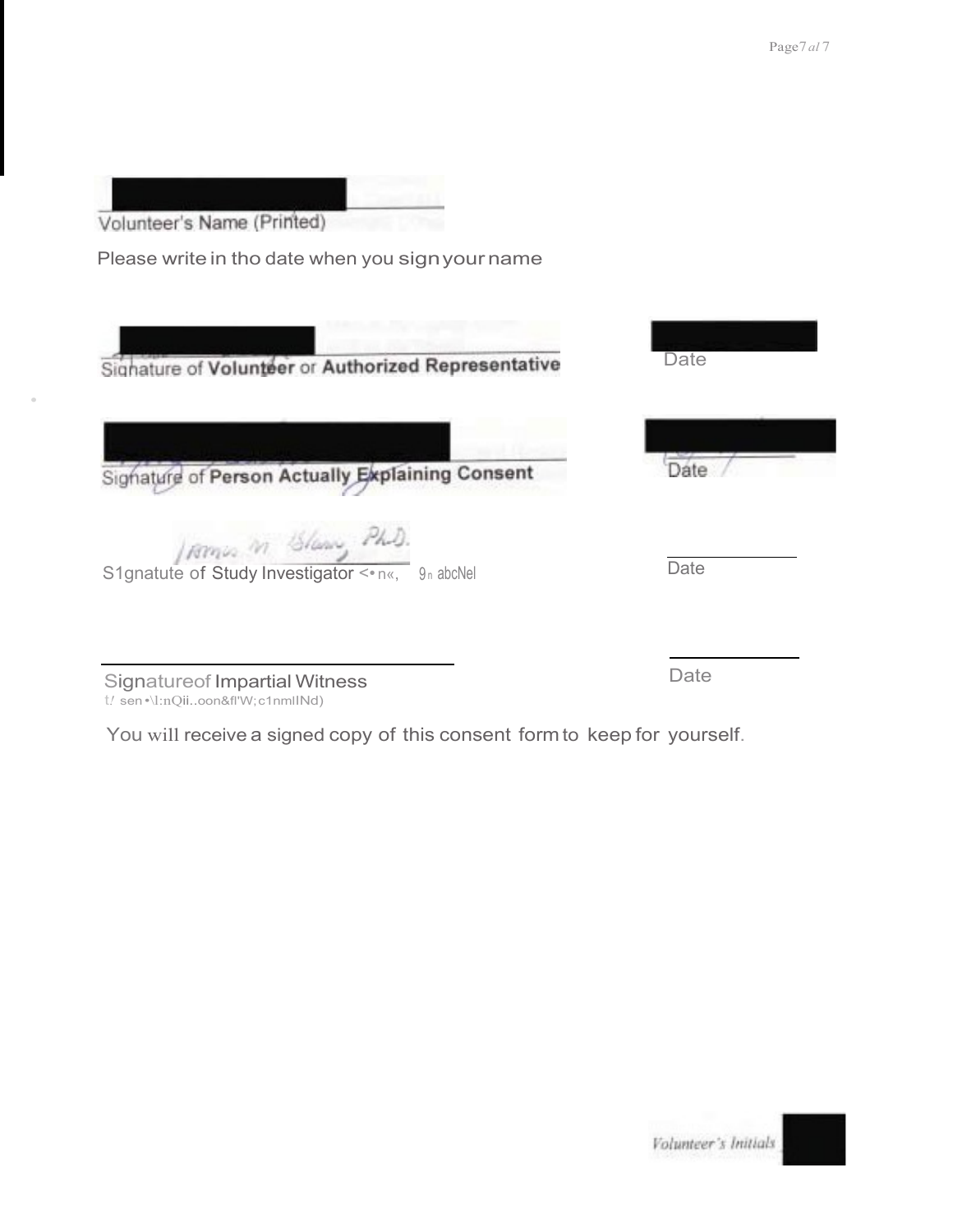Volunteer's Name (Printed)

Please write in tho date when you sign your name

Signature of **Volunteer** or **Authorized Representative** Date

Signature of **Person Actually Explaining Consent** Date

James M. Blass, Ph.D.

S1gnatute of Study Investigator <• n«, 9n abcNel Date

Signatureof Impartial Witness
t! sen •\l:nQii..oon&fl'W;c1nmlINd) Date

You will receive a signed copy of this consent form to keep for yourself.

*Volunteer's Initials*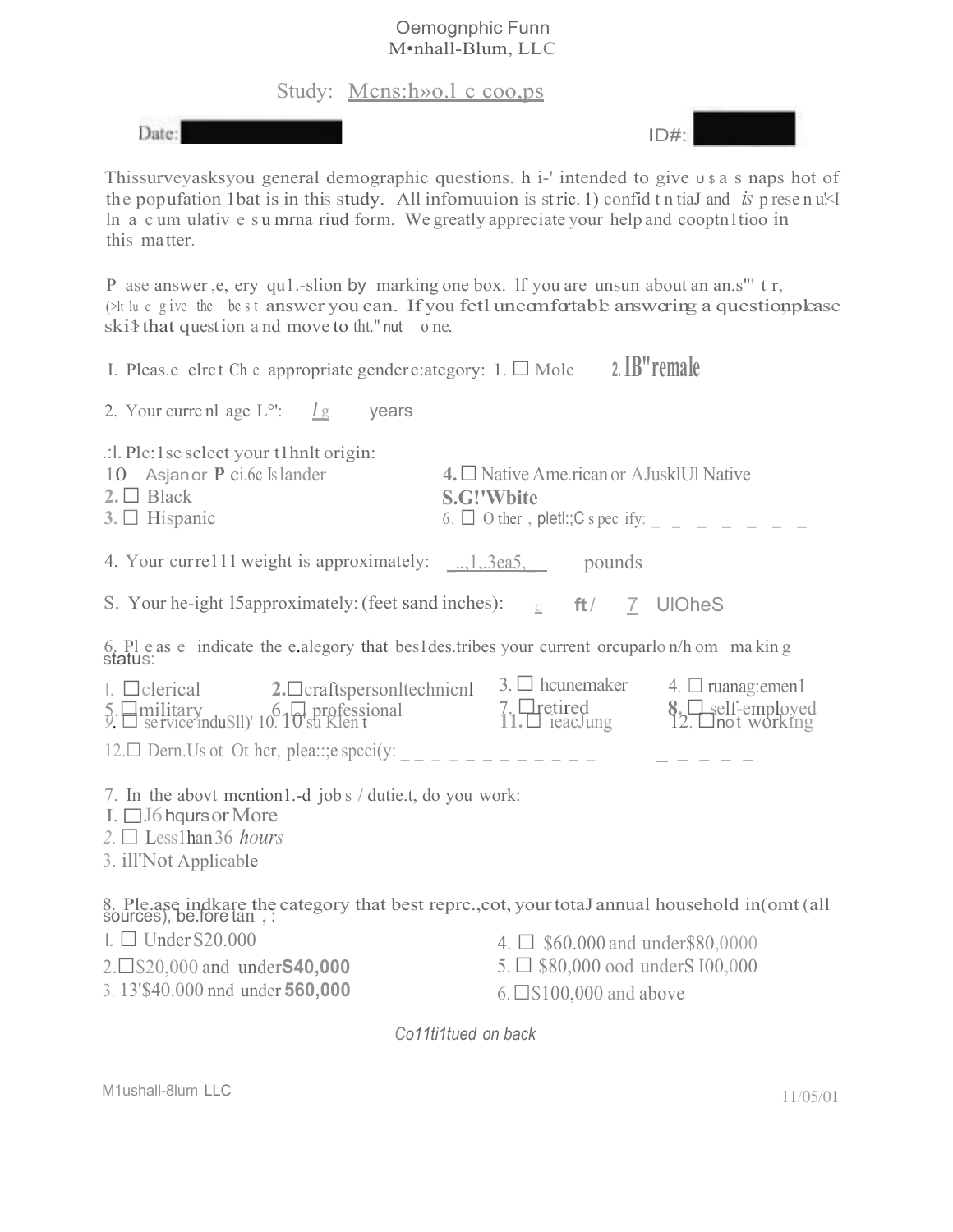Oemognphic Funn
M•nhall-Blum, LLC

Study: Mcns:h»o.l c coo.ps

Date: ██████ ID#: ██████

Thissurveyasksyou general demographic questions. h i-' intended to give u s a s naps hot of the popufation 1bat is in this study. All infomuuion is stric. 1) confid t n tiaJ and *is* p rese n u!<l ln a c um ulativ e s u mrna riud form. We greatly appreciate your help and cooptn1tioo in this matter.

P ase answer ,e, ery qu1.-slion by marking one box. lf you are unsun about an an.s"' t r, (>lt lu c give the be s t answer you can. If you fetl uneomfortabl: answering a question,please ski1 that question a nd move to tht." nut o ne.

I. Pleas.e elrct Ch e appropriate genderc:ategory: 1. ☐ Mole 2. IB"remale

2. Your curre nl age L°': *l* g years

.:l. Plc:1se select your t1hnlt origin:

1O Asjan or P ci.6c Islander
2. ☐ Black
3. ☐ Hispanic
4. ☐ Native Ame.rican or AJusklUl Native
S.G!'Wbite
6. ☐ O ther , pletl:;C s pec ify: _ _ _ _ _ _ _

4. Your curre111 weight is approximately: _.,,1,.3ea5,_ pounds

S. Your he-ight l5approximately: (feet sand inches): c ft / 7 UlOheS

6. Pl e as e indicate the e.alegory that bes1des.tribes your current orcuparlo n/h om ma kin g status:

I. ☐clerical
2.☐craftspersonltechnicnl
3. ☐ hcunemaker
4. ☐ ruanag:emen1
5.☐military
6. ☐ professional
7. ☐retired
8. ☐ self-employed
9. ☐ se rvice induSll)'
10. 10'su Klen t
11.☐ ieacJung
12. ☐not working
12.☐ Dern.Us ot Ot hcr, plea:::;e spcci(y: _ _ _ _ _ _ _ _ _ _ _ _ _ _ _ _ _

7. In the abovt mcntion1.-d job s / dutie.t, do you work:

I. ☐J6 hqurs or More
2. ☐ Less1han 36 *hours*
3. ill'Not Applicable

8. Ple.ase indkare the category that best reprc.,cot, your totaJ annual household in(omt (all sources), be.fore tan , :

I. ☐ Under S20.000
2.☐$20,000 and under**S40,000**
3. 13'$40.000 nnd under **560,000**
4. ☐ $60.000 and under$80,0000
5. ☐ $80,000 ood underS I00,000
6.☐$100,000 and above

*Co11ti1tued on back*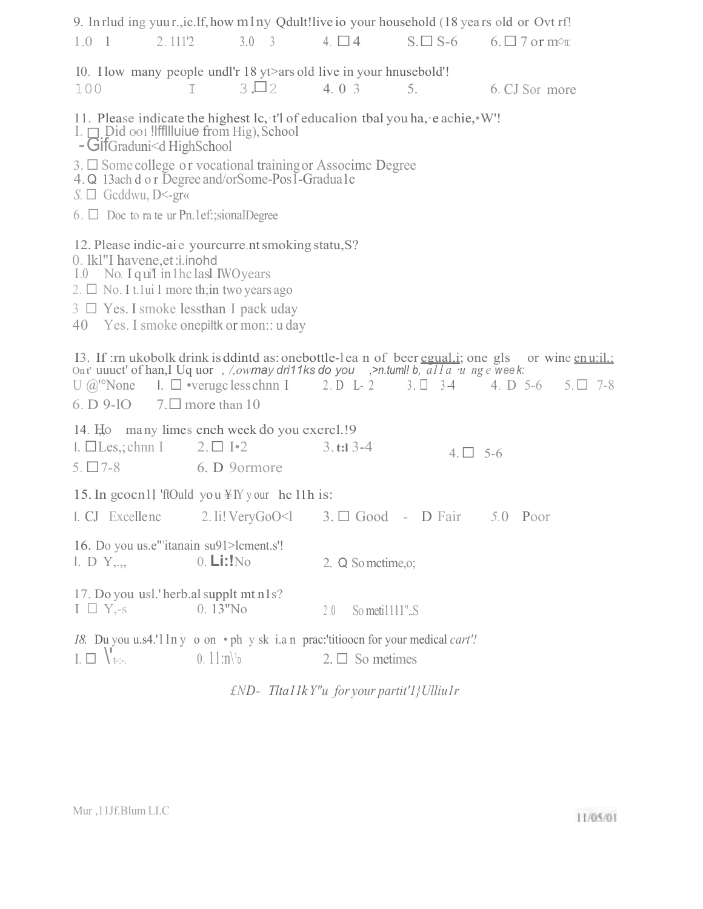9. ln rlud ing yuur.,ic.lf, how m1ny Qdult!live io your household (18 yea rs old or Ovt rf!

1.0 1 2. 111'2 3.0 3 4. ☐ 4 S. ☐ S-6 6. ☐ 7 or m◇n:

I0. I low many people undl'r 18 yt>ars old live in your hnusebold'!

100 I 3. ☐ 2 4. 0 3 5. 6. CJ Sor more

11. Please indicate the highest lc, ·t'l of educalion tbal you ha, ·e achie, •W'!

I. ☐ Did oo ı !lfflluiue from Hig), School

- GifGraduni<d HighSchool

3. ☐ Some college or vocational training or Associmc Degree

4. Q 13ach d o r Degree and/orSome-Pos1-Gradua1c

S. ☐ Gcddwu, D<-gr«

6. ☐ Doc to ra te ur Pn.1ef:;sionalDegree

12. Please indic-ai e yourcurre.nt smoking statu,S?

0. lkl"I havene,et :i.inohd

I.0 No. I qu'I in 1hc lasl IWOyears

2. ☐ No. I t.1ui 1 more th;in two years ago

3 ☐ Yes. I smoke lessthan I pack uday

40 Yes. I smoke onepiltk or mon:: u day

I3. If :rn ukobolk drink is ddintd as: onebottle-l ea n of beer egual,i; one gls or wine en u:il,: Ont' uuuct' of han,I Uq uor , /,owmay dri11ks do you ,>n.tuml! b, al l a ·u ng e wee k:

U @'°None I. ☐ •verugc less chnn I 2. D L- 2 3. ☐ 3-4 4. D 5-6 5. ☐ 7-8

6. D 9-lO 7. ☐ more than 10

14. Ho ma ny limes cnch week do you exercl.!9

I. ☐ Les,; chnn I 2. ☐ I•2 3. t:I 3-4 4. ☐ 5-6

5. ☐ 7-8 6. D 9ormore

15. In gcocn1l 'ftOuld you ¥IY your hc 11h is:

I. CJ Excellenc 2. Ii! VeryGoO<l 3. ☐ Good - D Fair 5.0 Poor

16. Do you us.e"'itanain su91>lcment.s'!

I. D Y,., 0. Li:!No 2. Q So mctime,o;

17. Do you usl.' herb.al supplt mt n1s?

I ☐ Y,-s 0. 13"No 2.0 So meti1111"..S

*18. Du you u.s4.'1ln y o on • ph y sk i.a n prac:'titioocn for your medical cart'!*

I. ☐ \'t-:-. 0. 11:n\'o 2. ☐ So metimes

*£ND- Tlta11kY"u for your partit'1}Ulliu1r*

Mur ,11Jf.Blum LI.C

11/05/01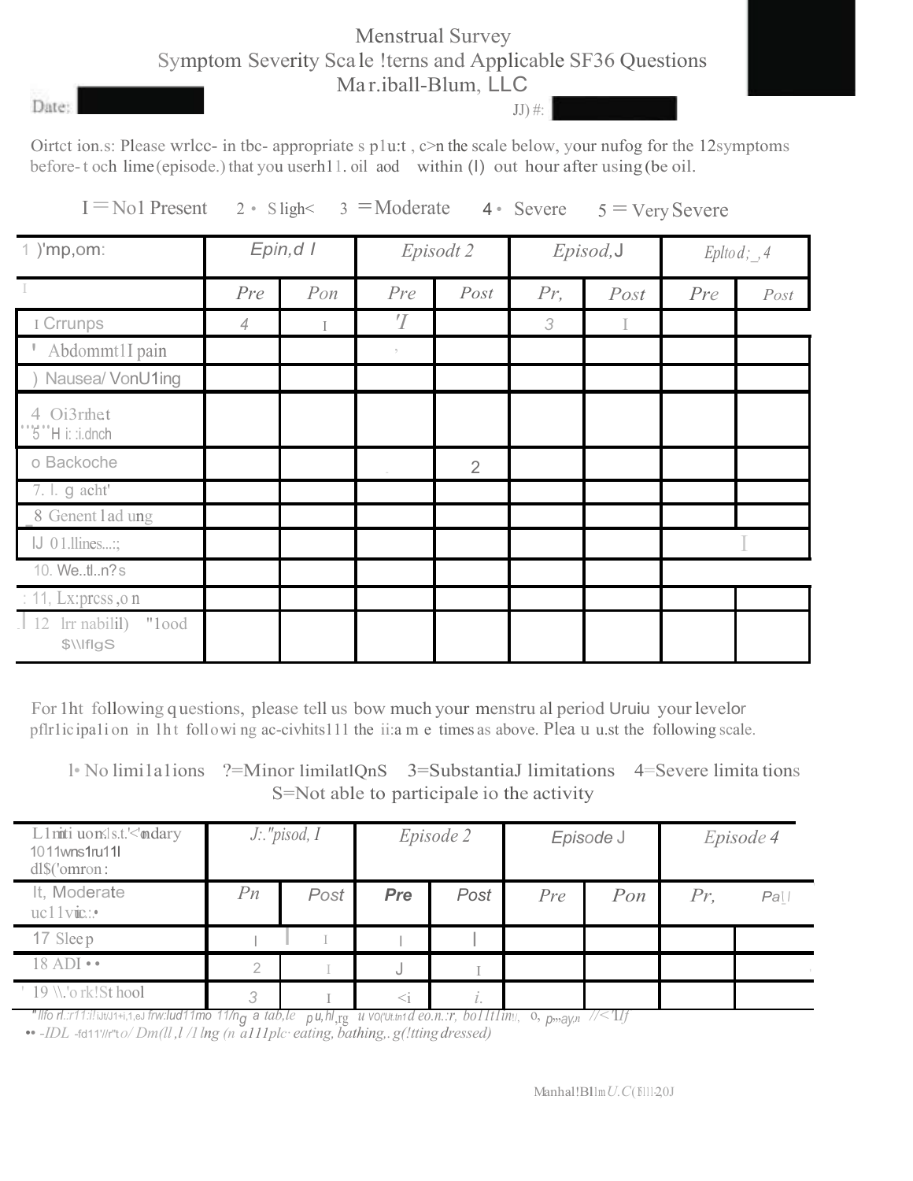# Menstrual Survey

## Symptom Severity Sca le !terns and Applicable SF36 Questions

## Ma r.iball-Blum, LLC

Date: 

JJ) #: 

Oirtct ion.s: Please wrlcc- in tbc- appropriate s p1u:t , c>n the scale below, your nufog for the 12symptoms before- t och lime (episode.) that you userh11. oil aod within (I) out hour after using (be oil.

I = No1 Present   2 • S ligh<   3 = Moderate   4 • Severe   5 = Very Severe

| 1 )'mp,om: | Epin,d I | | Episodt 2 | | Episod,J | | Epltod;_,4 | |
|---|---|---|---|---|---|---|---|---|
| I | Pre | Pon | Pre | Post | Pr, | Post | Pre | Post |
| I Crrunps | 4 | I | 'I | | 3 | I | | |
| ' Abdommt1I pain | | | | | | | | |
| ) Nausea/ VonU1ing | | | | | | | | |
| 4 Oi3rhet ''5'' H i: :i.dnch | | | | | | | | |
| o Backoche | | | | 2 | | | | |
| 7. l. g acht' | | | | | | | | |
| 8 Genent l ad ung | | | | | | | | |
| IJ 01.llines...:; | | | | | | | | I |
| 10. We..tl..n?s | | | | | | | | |
| : 11, Lx:prcss ,o n | | | | | | | | |
| 12 lrr nabilil) "1ood $\\IflgS | | | | | | | | |

For 1ht following questions, please tell us bow much your menstru al period Uruiu your levelor pflr1icipa1ion in 1ht followi ng ac-civhits111 the ii:a m e times as above. Plea u u.st the following scale.

l• No limi1a1ions   ?=Minor limilatlQnS   3=SubstantiaJ limitations   4=Severe limita tions   S=Not able to participale io the activity

| L1miti uon:ls.t.'<'mdary 1011wns1ru11l dl$('omron: | J:."pisod, I | | Episode 2 | | Episode J | | Episode 4 | |
|---|---|---|---|---|---|---|---|---|
| It, Moderate uc11viic::• | Pn | Post | Pre | Post | Pre | Pon | Pr, | Pa!! |
| 17 Slee p | I | I | I | I | | | | |
| 18 ADI •• | 2 | I | J | I | | | | |
| 19 \\.'o rk!St hool | 3 | I | <i | i. | | | | |

" llfo rl.:r11:i!iJU1+i,1,eJ frw:lud11mo 11/ng a tab,le p u,hl,rg u vo('Ut.tn1d eo.n.:r, bo11t1in!, o, p...ay,n //<'1lf

•• -IDL -fd11'//r"t o/ Dm(ll ,l /I lng (n a111plc· eating, bathing,. g(!tting dressed)

Manhal!Bl1m U.C(F!ll!20J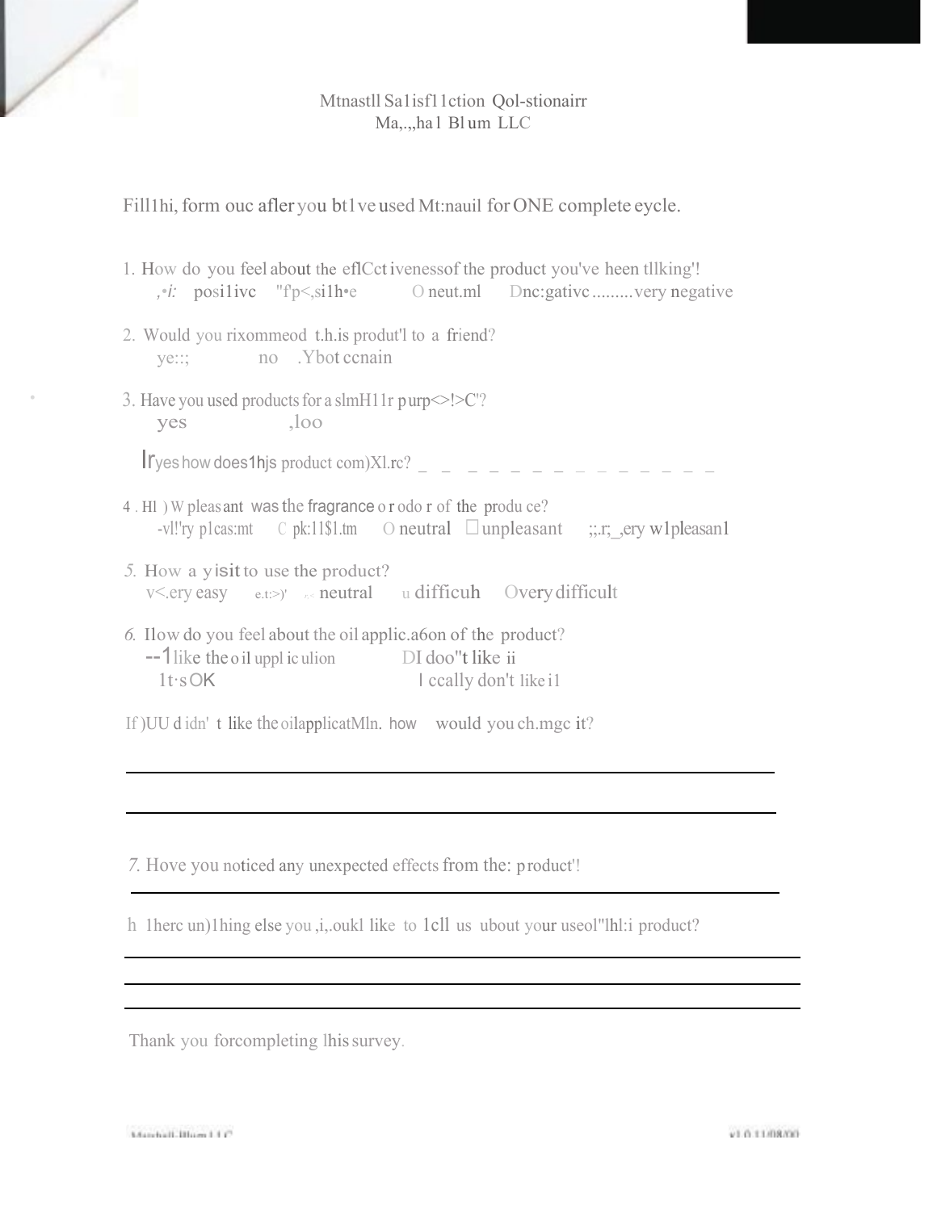Mtnastll Sa1isf11ction Qol-stionairr
Ma,.,,ha l Bl um LLC

Fill1hi, form ouc afler you bt1ve used Mt:nauil for ONE complete eycle.

1. How do you feel about the eflCct ivenessof the product you've heen tllking'!
 ,•i: posi1ivc "f'p<,si1h•e O neut.ml Dnc:gativc .........very negative

2. Would you rixommeod t.h.is produt'l to a friend?
 ye::; no .Ybot ccnain

3. Have you used products for a slmH11r purp<>!>C"?
 yes ,loo

 Iryes how does1hjs product com)Xl.rc? _ _ _ _ _ _ _ _ _ _ _ _ _ _

4 . Hl ) W pleas ant was the fragrance o r odo r of the produ ce?
 -vl!'ry p1cas:mt C pk:11$1.tm O neutral □unpleasant ;;.r;_,ery w1pleasan1

5. How a y isit to use the product?
 v<.ery easy e.t:>)' neutral u difficuh Overy difficult

6. Ilow do you feel about the oil applic.a6on of the product?
 --1like the o il uppl ic ulion DI doo"t like ii
 1t·s OK I ccally don't like i1

If )UU d idn' t like the oilapplicatMln. how would you ch.mgc it?

_______________________________________________

_______________________________________________

7. Hove you noticed any unexpected effects from the: product'!

_______________________________________________

h 1herc un)1hing else you ,i,.oukl like to 1cll us ubout your useol"lhl:i product?

_______________________________________________

_______________________________________________

_______________________________________________

Thank you forcompleting lhis survey.